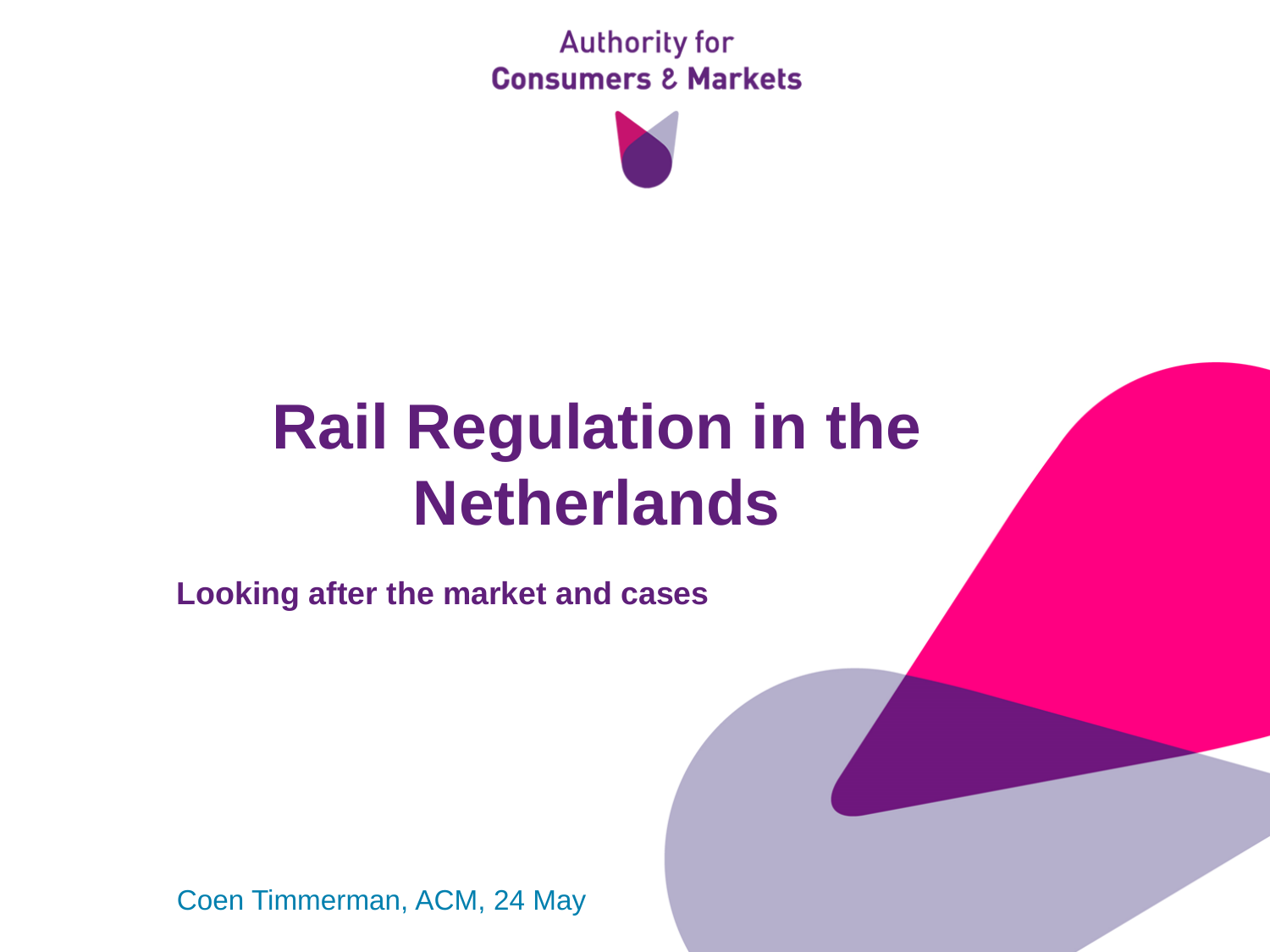Authority for
Consumers & Markets

# Rail Regulation in the Netherlands

**Looking after the market and cases**

Coen Timmerman, ACM, 24 May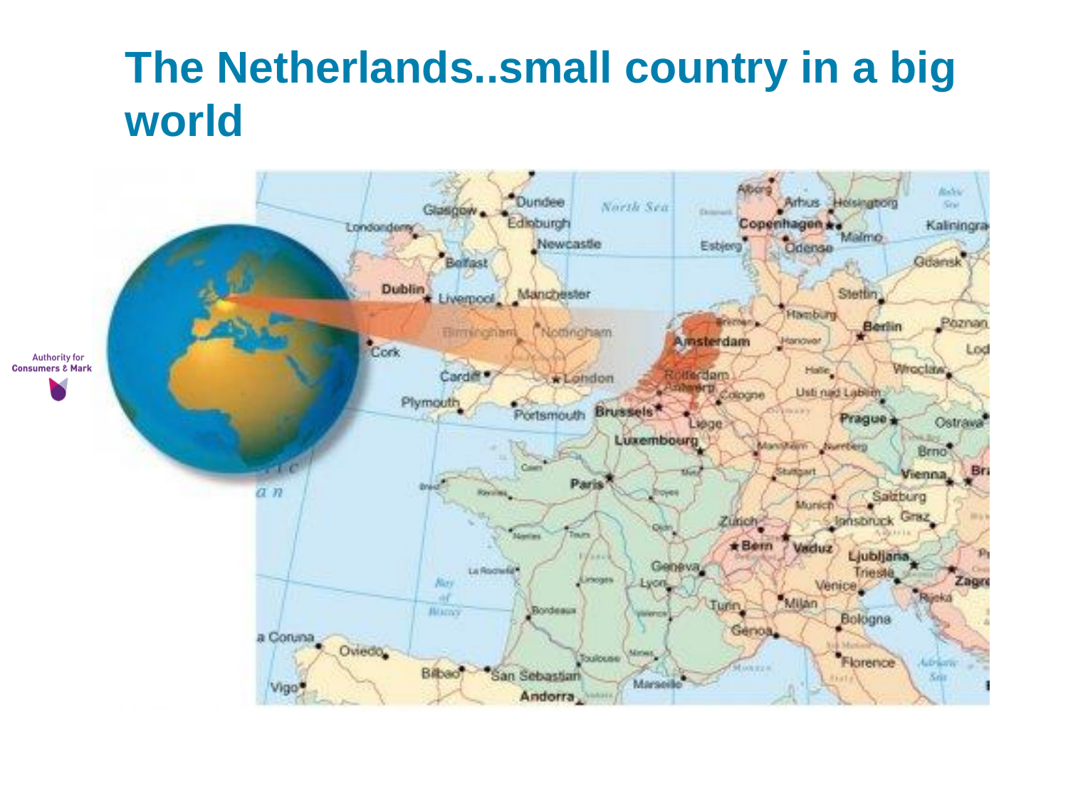# The Netherlands..small country in a big world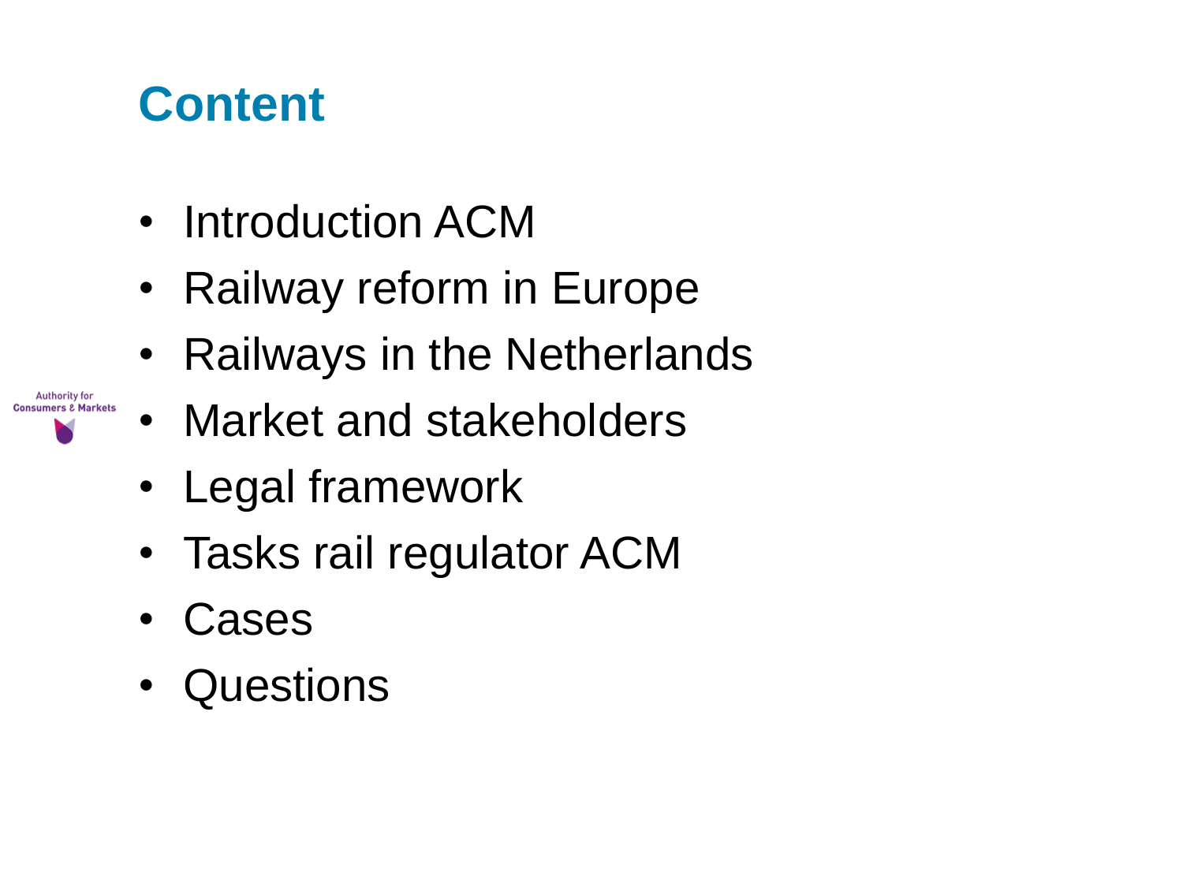# Content

- Introduction ACM
- Railway reform in Europe
- Railways in the Netherlands
- Market and stakeholders
- Legal framework
- Tasks rail regulator ACM
- Cases
- Questions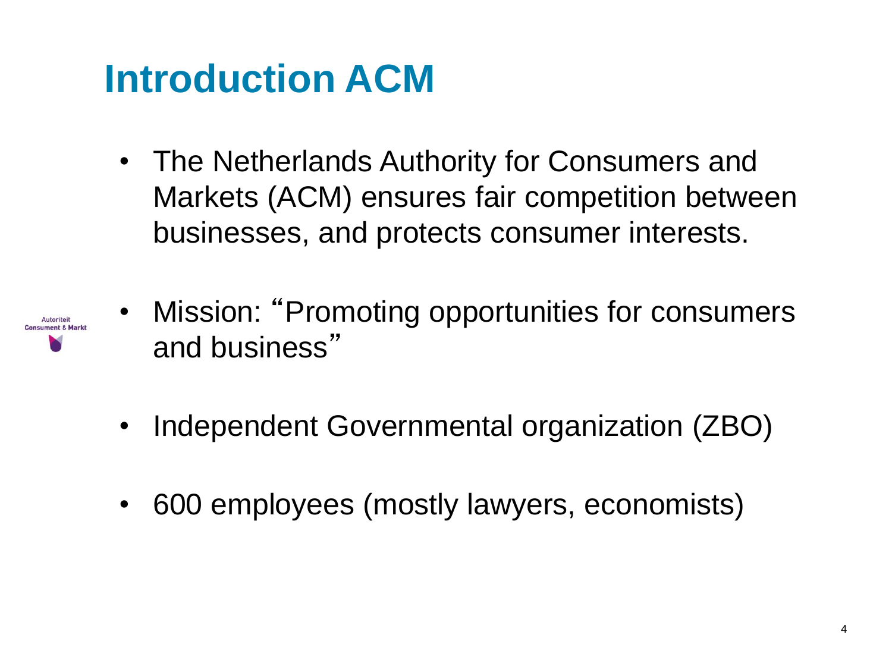# Introduction ACM

- The Netherlands Authority for Consumers and Markets (ACM) ensures fair competition between businesses, and protects consumer interests.
- Mission: "Promoting opportunities for consumers and business"
- Independent Governmental organization (ZBO)
- 600 employees (mostly lawyers, economists)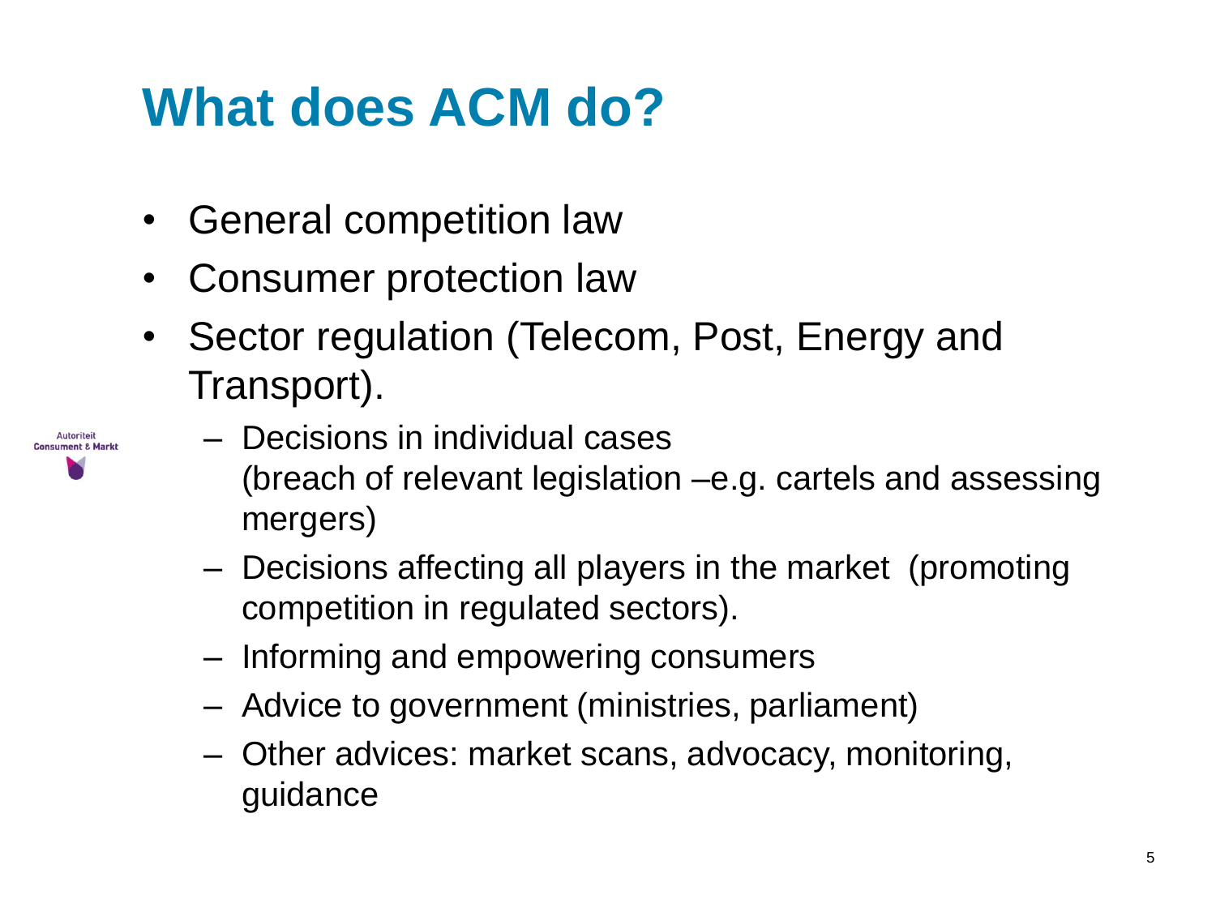# What does ACM do?

- General competition law
- Consumer protection law
- Sector regulation (Telecom, Post, Energy and Transport).
  - Decisions in individual cases (breach of relevant legislation –e.g. cartels and assessing mergers)
  - Decisions affecting all players in the market (promoting competition in regulated sectors).
  - Informing and empowering consumers
  - Advice to government (ministries, parliament)
  - Other advices: market scans, advocacy, monitoring, guidance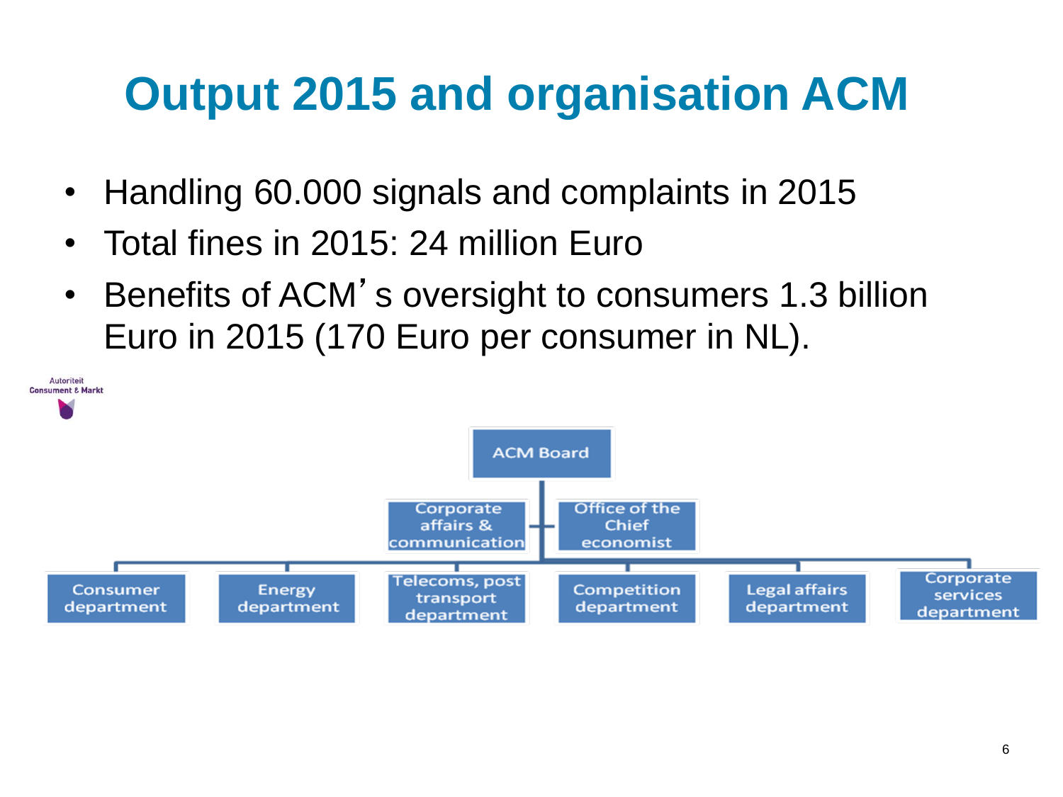# Output 2015 and organisation ACM

- Handling 60.000 signals and complaints in 2015
- Total fines in 2015: 24 million Euro
- Benefits of ACM's oversight to consumers 1.3 billion Euro in 2015 (170 Euro per consumer in NL).

Autoriteit Consument & Markt

- ACM Board
  - Corporate affairs & communication
  - Office of the Chief economist
  - Consumer department
  - Energy department
  - Telecoms, post transport department
  - Competition department
  - Legal affairs department
  - Corporate services department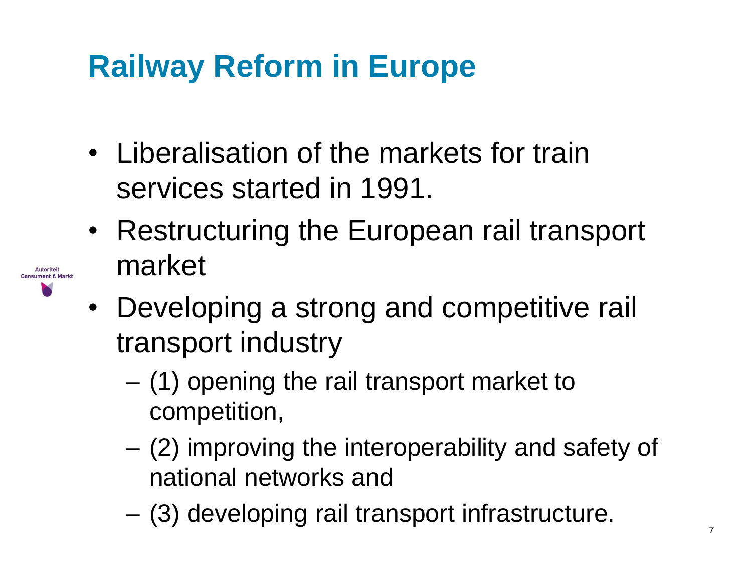# Railway Reform in Europe

- Liberalisation of the markets for train services started in 1991.
- Restructuring the European rail transport market
- Developing a strong and competitive rail transport industry
  - (1) opening the rail transport market to competition,
  - (2) improving the interoperability and safety of national networks and
  - (3) developing rail transport infrastructure.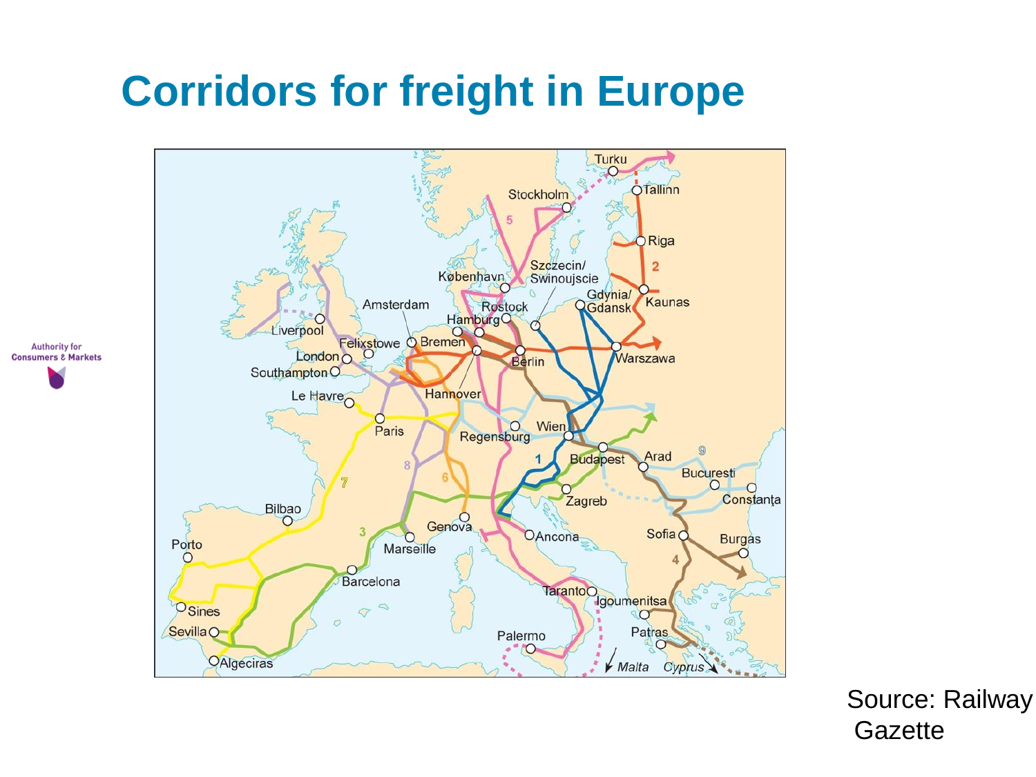# Corridors for freight in Europe

Source: Railway Gazette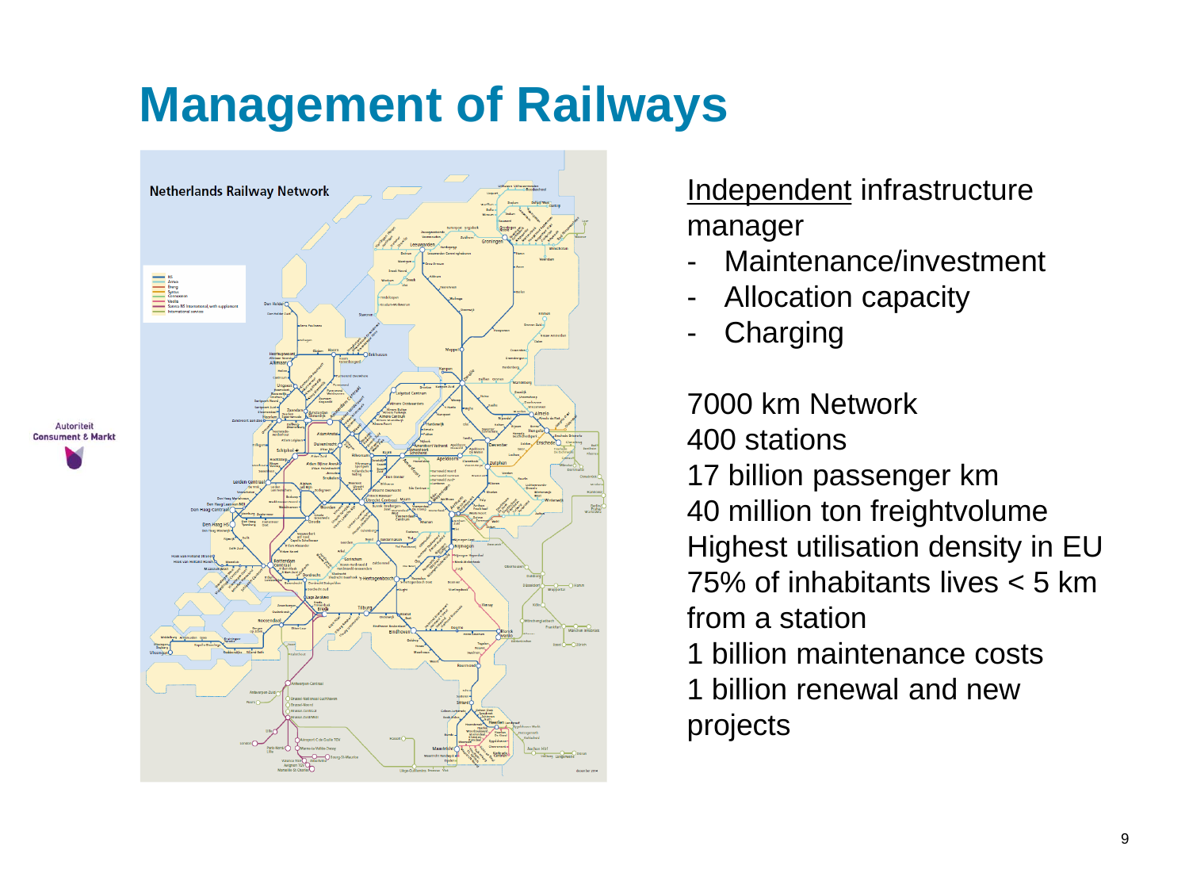# Management of Railways

Independent infrastructure manager

- Maintenance/investment
- Allocation capacity
- Charging

7000 km Network
400 stations
17 billion passenger km
40 million ton freightvolume
Highest utilisation density in EU
75% of inhabitants lives < 5 km from a station
1 billion maintenance costs
1 billion renewal and new projects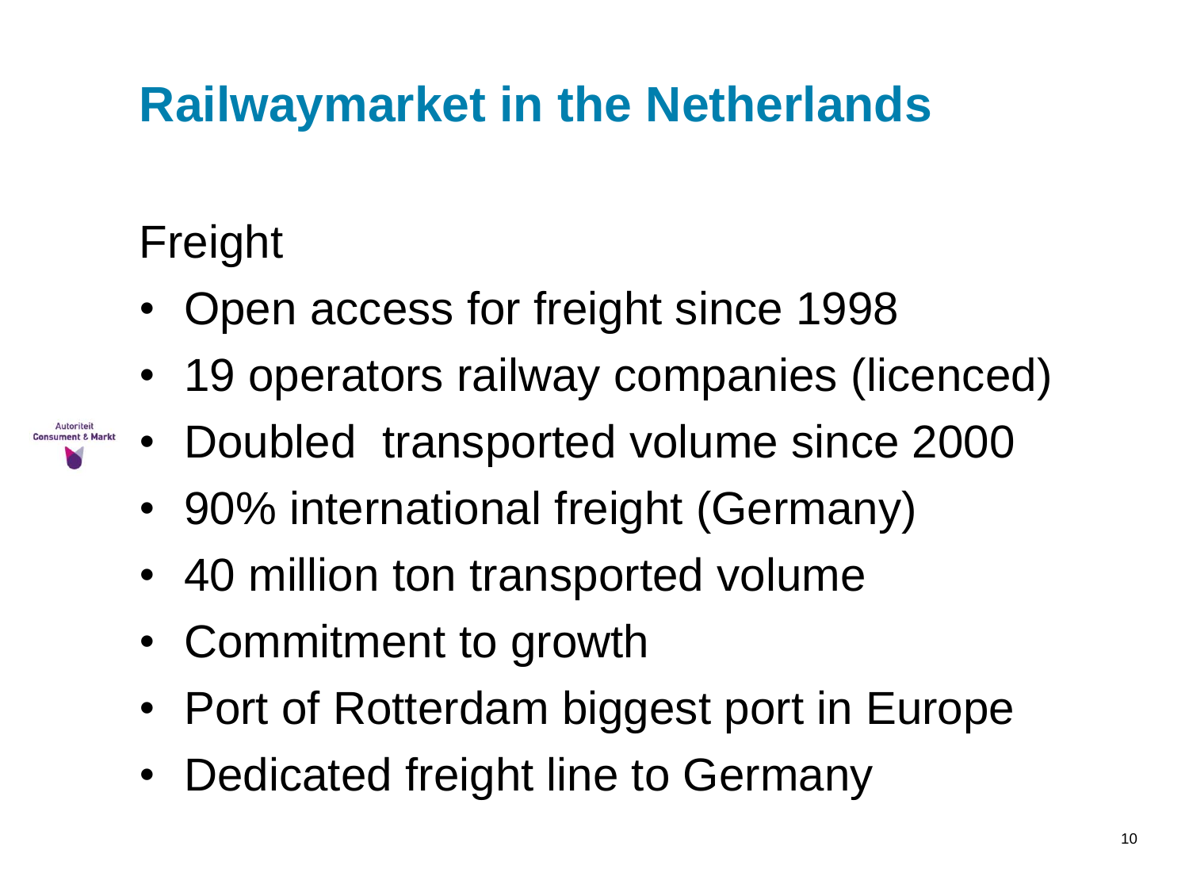# Railwaymarket in the Netherlands

## Freight

- Open access for freight since 1998
- 19 operators railway companies (licenced)
- Doubled  transported volume since 2000
- 90% international freight (Germany)
- 40 million ton transported volume
- Commitment to growth
- Port of Rotterdam biggest port in Europe
- Dedicated freight line to Germany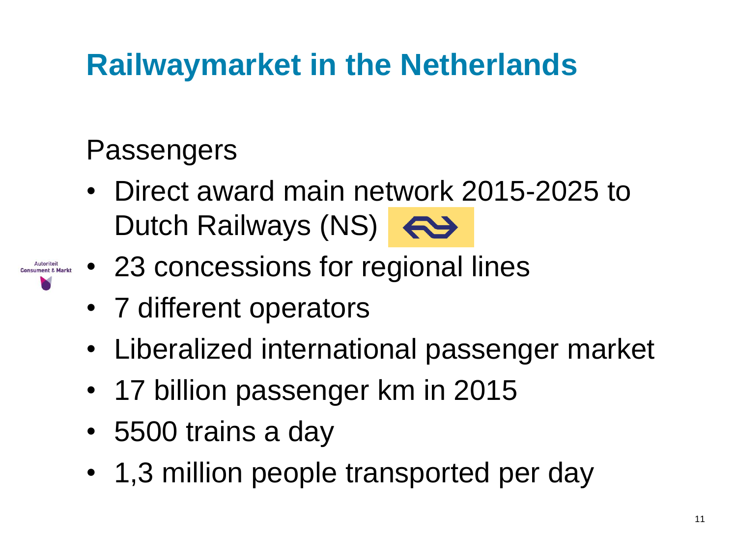# Railwaymarket in the Netherlands

## Passengers

- Direct award main network 2015-2025 to Dutch Railways (NS)
- 23 concessions for regional lines
- 7 different operators
- Liberalized international passenger market
- 17 billion passenger km in 2015
- 5500 trains a day
- 1,3 million people transported per day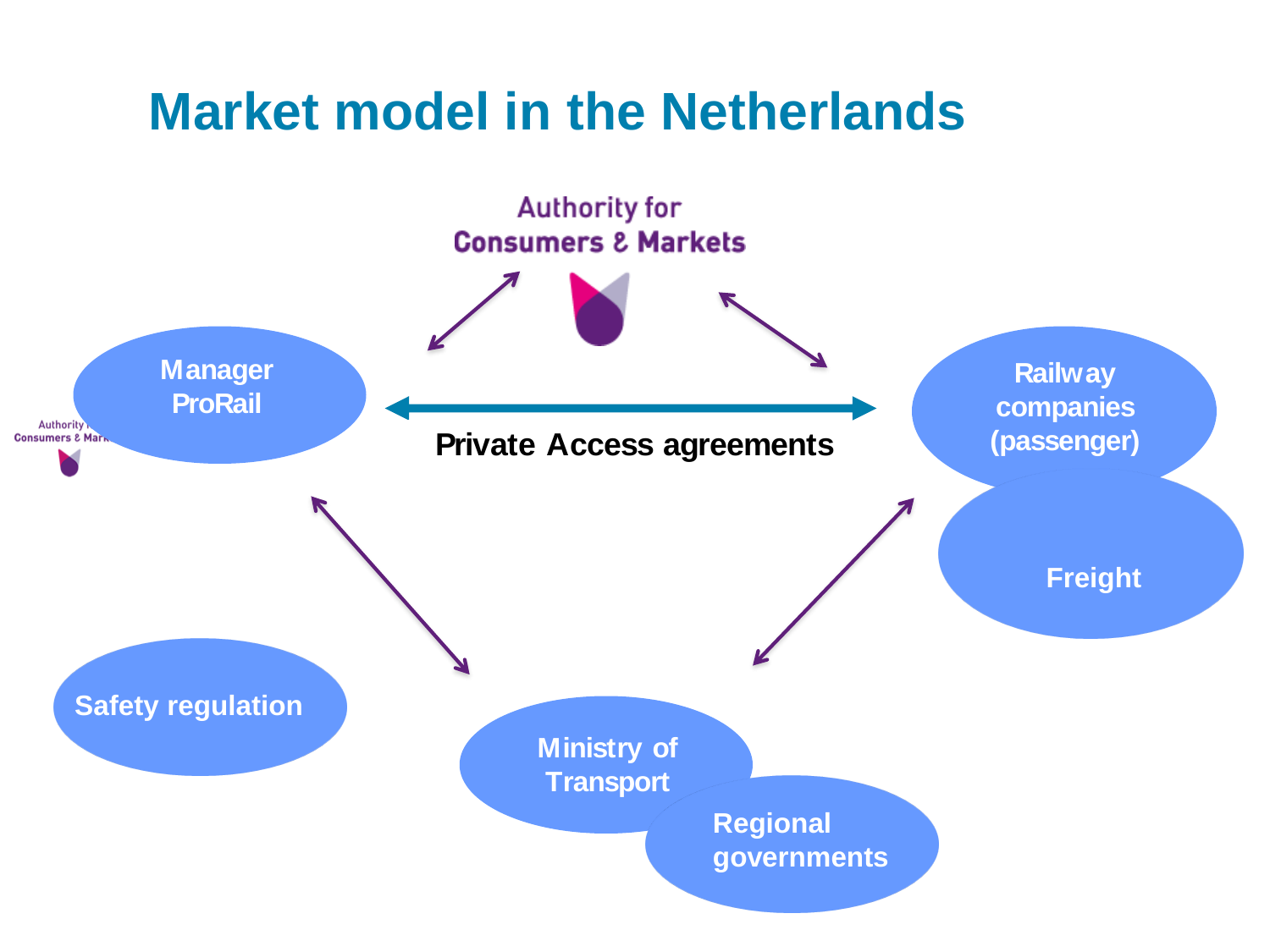# Market model in the Netherlands

Authority for Consumers & Markets

Manager ProRail

Private Access agreements

Railway companies (passenger)

Freight

Safety regulation

Ministry of Transport

Regional governments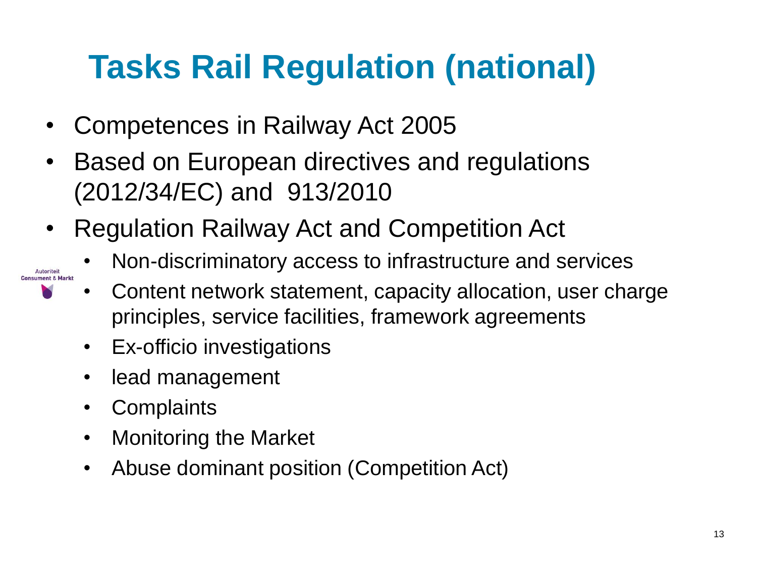# Tasks Rail Regulation (national)

- Competences in Railway Act 2005
- Based on European directives and regulations (2012/34/EC) and 913/2010
- Regulation Railway Act and Competition Act
  - Non-discriminatory access to infrastructure and services
  - Content network statement, capacity allocation, user charge principles, service facilities, framework agreements
  - Ex-officio investigations
  - lead management
  - Complaints
  - Monitoring the Market
  - Abuse dominant position (Competition Act)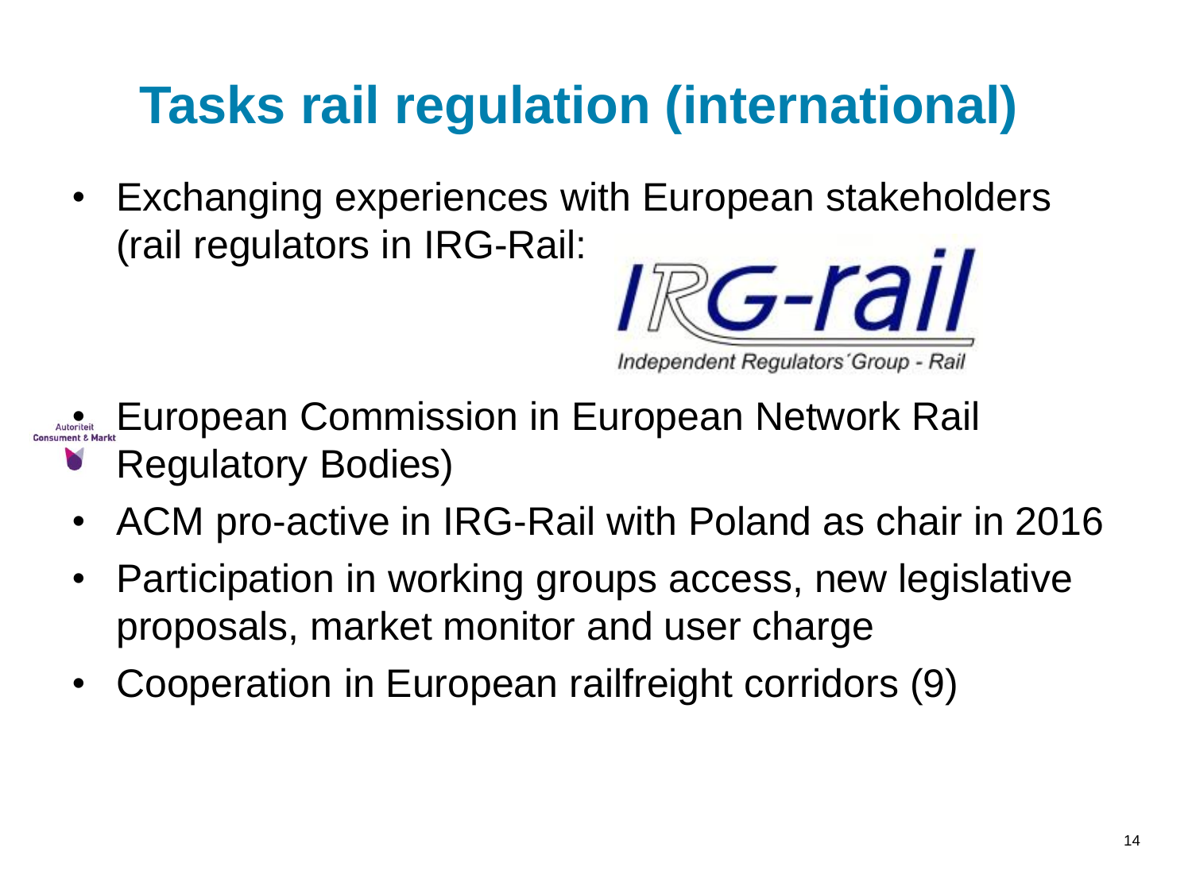# Tasks rail regulation (international)

- Exchanging experiences with European stakeholders (rail regulators in IRG-Rail:

IRG-rail

Independent Regulators´Group - Rail

- European Commission in European Network Rail Regulatory Bodies)
- ACM pro-active in IRG-Rail with Poland as chair in 2016
- Participation in working groups access, new legislative proposals, market monitor and user charge
- Cooperation in European railfreight corridors (9)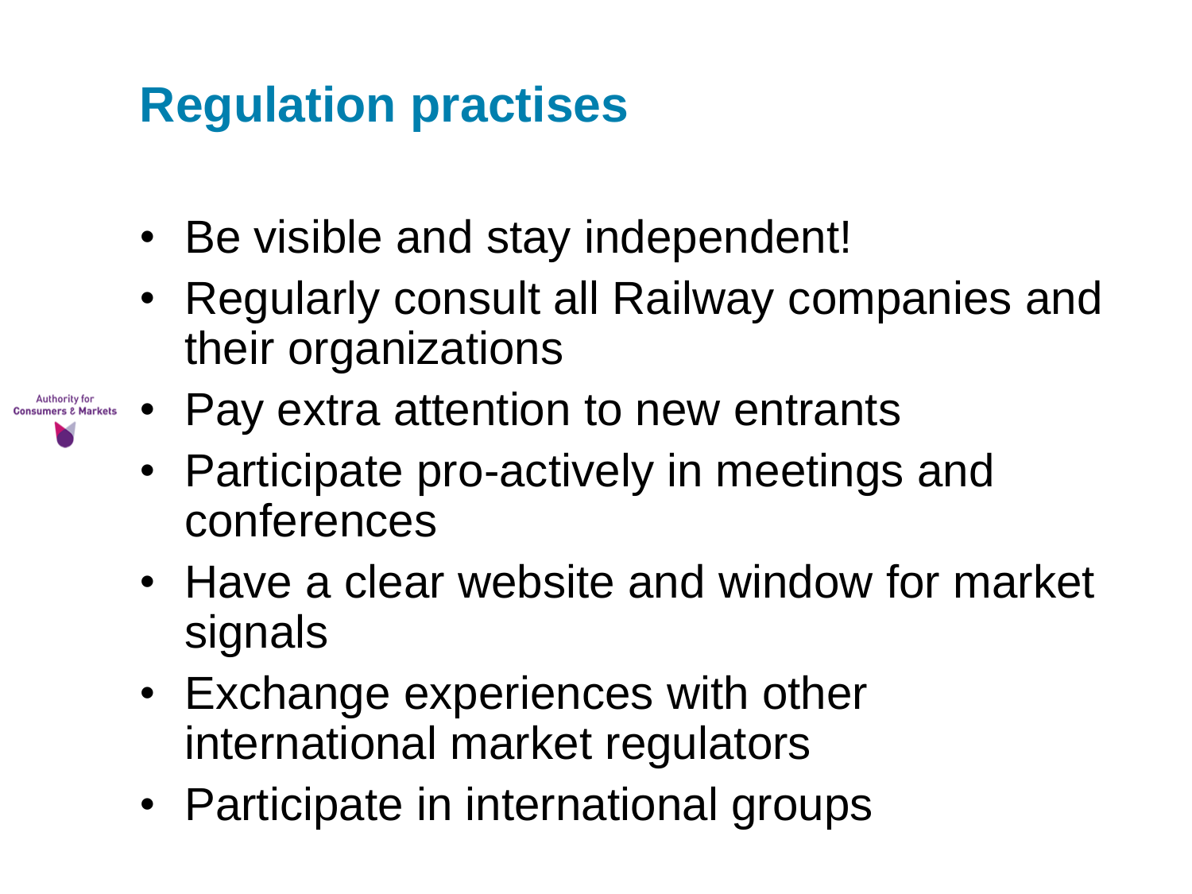# Regulation practises

- Be visible and stay independent!
- Regularly consult all Railway companies and their organizations
- Pay extra attention to new entrants
- Participate pro-actively in meetings and conferences
- Have a clear website and window for market signals
- Exchange experiences with other international market regulators
- Participate in international groups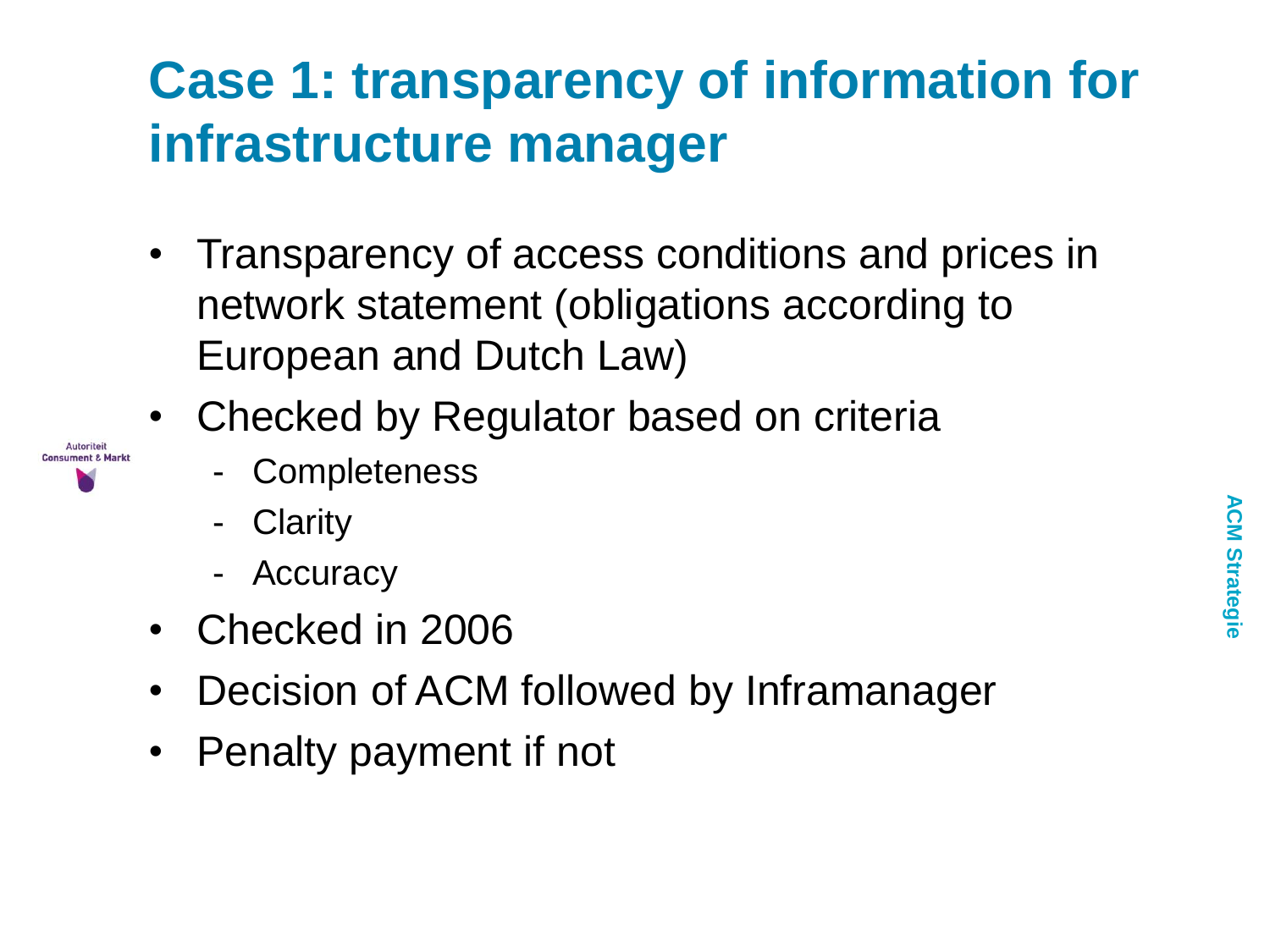# Case 1: transparency of information for infrastructure manager

- Transparency of access conditions and prices in network statement (obligations according to European and Dutch Law)
- Checked by Regulator based on criteria
  - Completeness
  - Clarity
  - Accuracy
- Checked in 2006
- Decision of ACM followed by Inframanager
- Penalty payment if not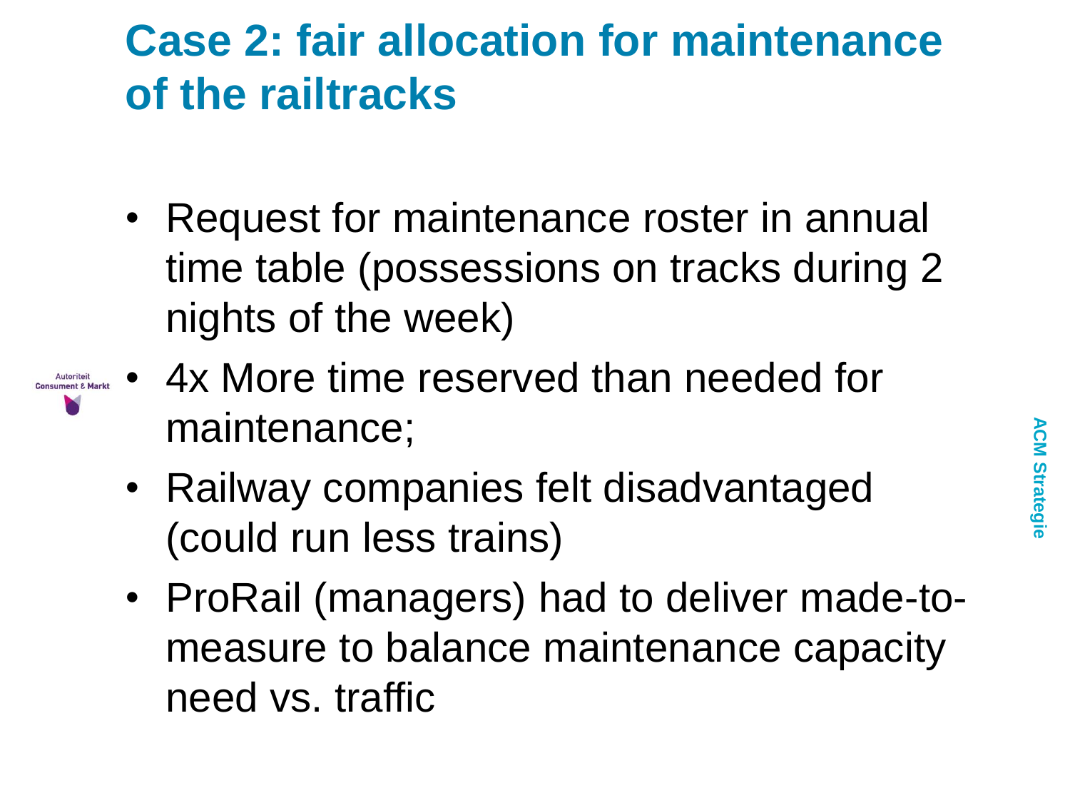# Case 2: fair allocation for maintenance of the railtracks

- Request for maintenance roster in annual time table (possessions on tracks during 2 nights of the week)
- 4x More time reserved than needed for maintenance;
- Railway companies felt disadvantaged (could run less trains)
- ProRail (managers) had to deliver made-to-measure to balance maintenance capacity need vs. traffic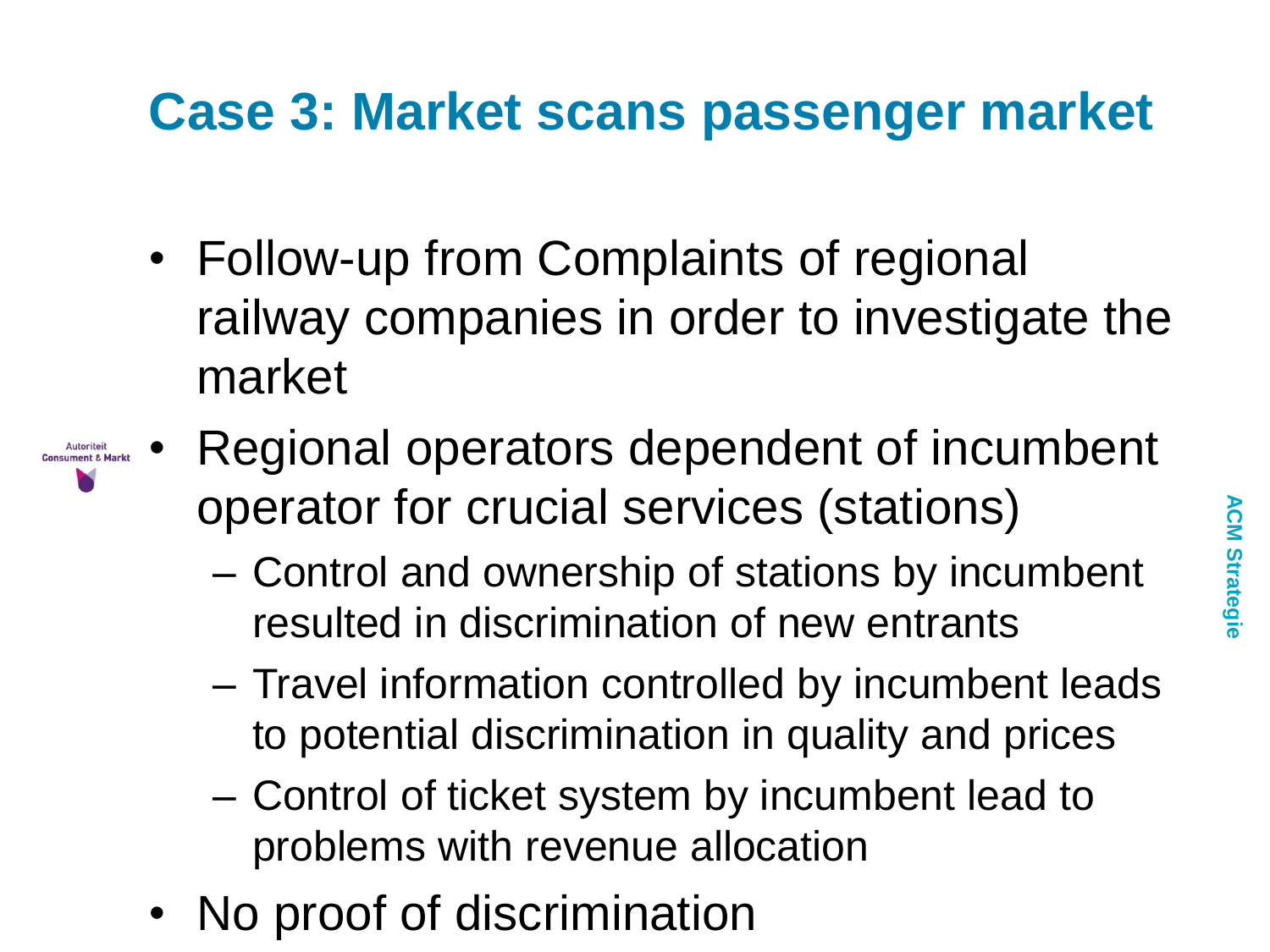# Case 3: Market scans passenger market

- Follow-up from Complaints of regional railway companies in order to investigate the market
- Regional operators dependent of incumbent operator for crucial services (stations)
  - Control and ownership of stations by incumbent resulted in discrimination of new entrants
  - Travel information controlled by incumbent leads to potential discrimination in quality and prices
  - Control of ticket system by incumbent lead to problems with revenue allocation
- No proof of discrimination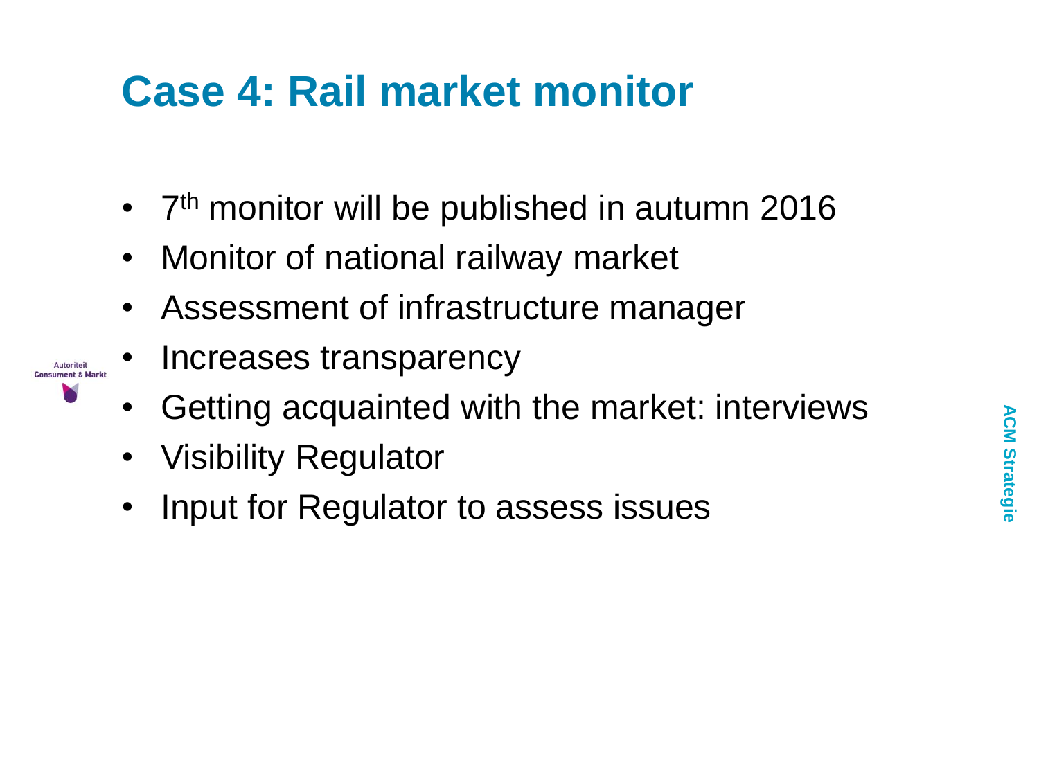# Case 4: Rail market monitor

- 7th monitor will be published in autumn 2016
- Monitor of national railway market
- Assessment of infrastructure manager
- Increases transparency
- Getting acquainted with the market: interviews
- Visibility Regulator
- Input for Regulator to assess issues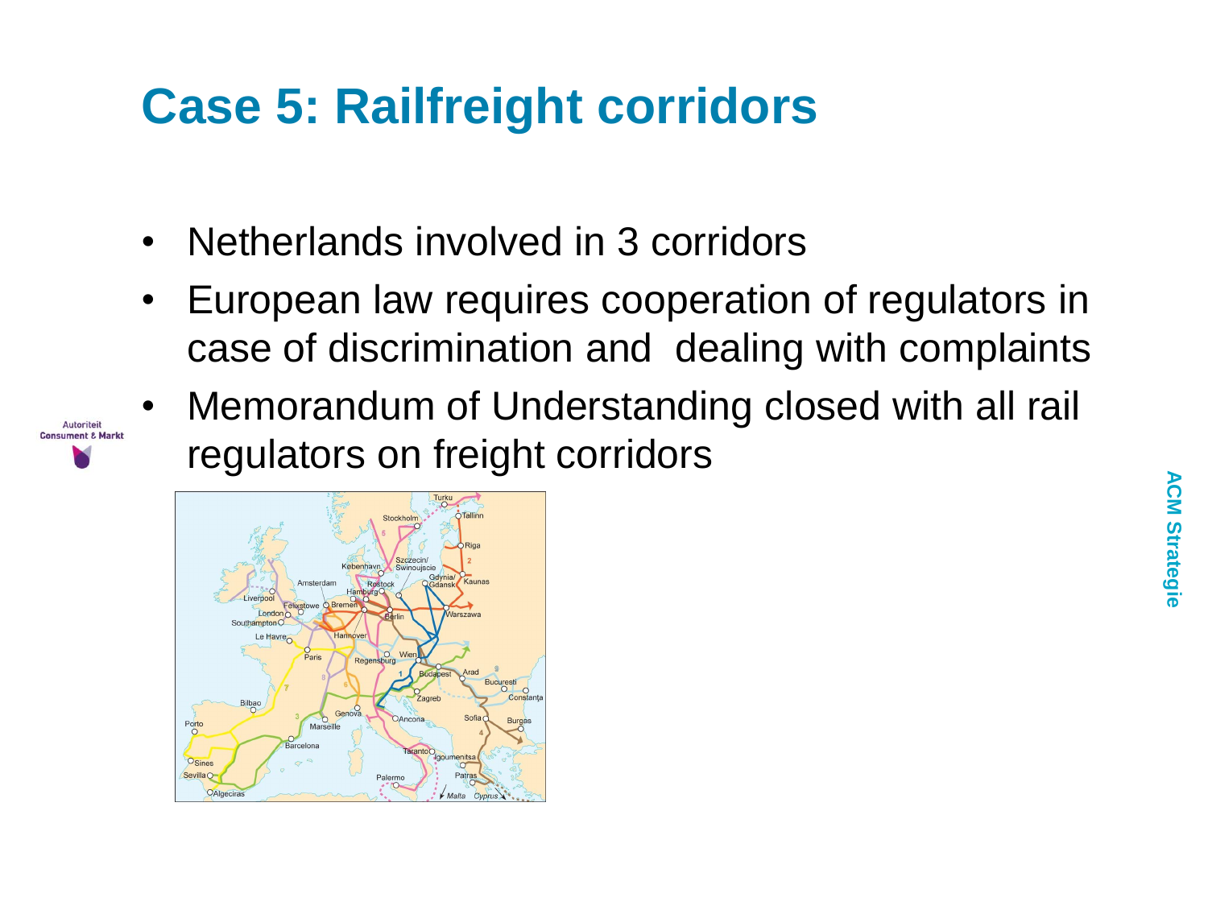# Case 5: Railfreight corridors

- Netherlands involved in 3 corridors
- European law requires cooperation of regulators in case of discrimination and dealing with complaints
- Memorandum of Understanding closed with all rail regulators on freight corridors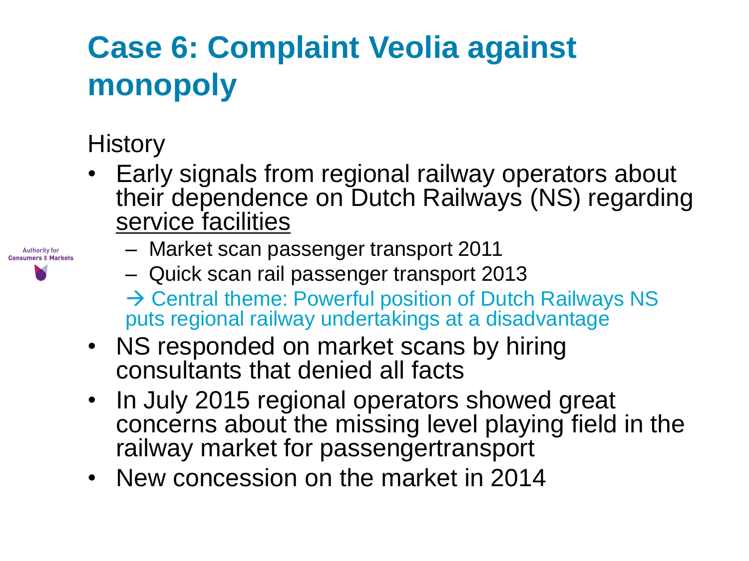# Case 6: Complaint Veolia against monopoly

History

- Early signals from regional railway operators about their dependence on Dutch Railways (NS) regarding <u>service facilities</u>
  - Market scan passenger transport 2011
  - Quick scan rail passenger transport 2013

  → Central theme: Powerful position of Dutch Railways NS puts regional railway undertakings at a disadvantage
- NS responded on market scans by hiring consultants that denied all facts
- In July 2015 regional operators showed great concerns about the missing level playing field in the railway market for passengertransport
- New concession on the market in 2014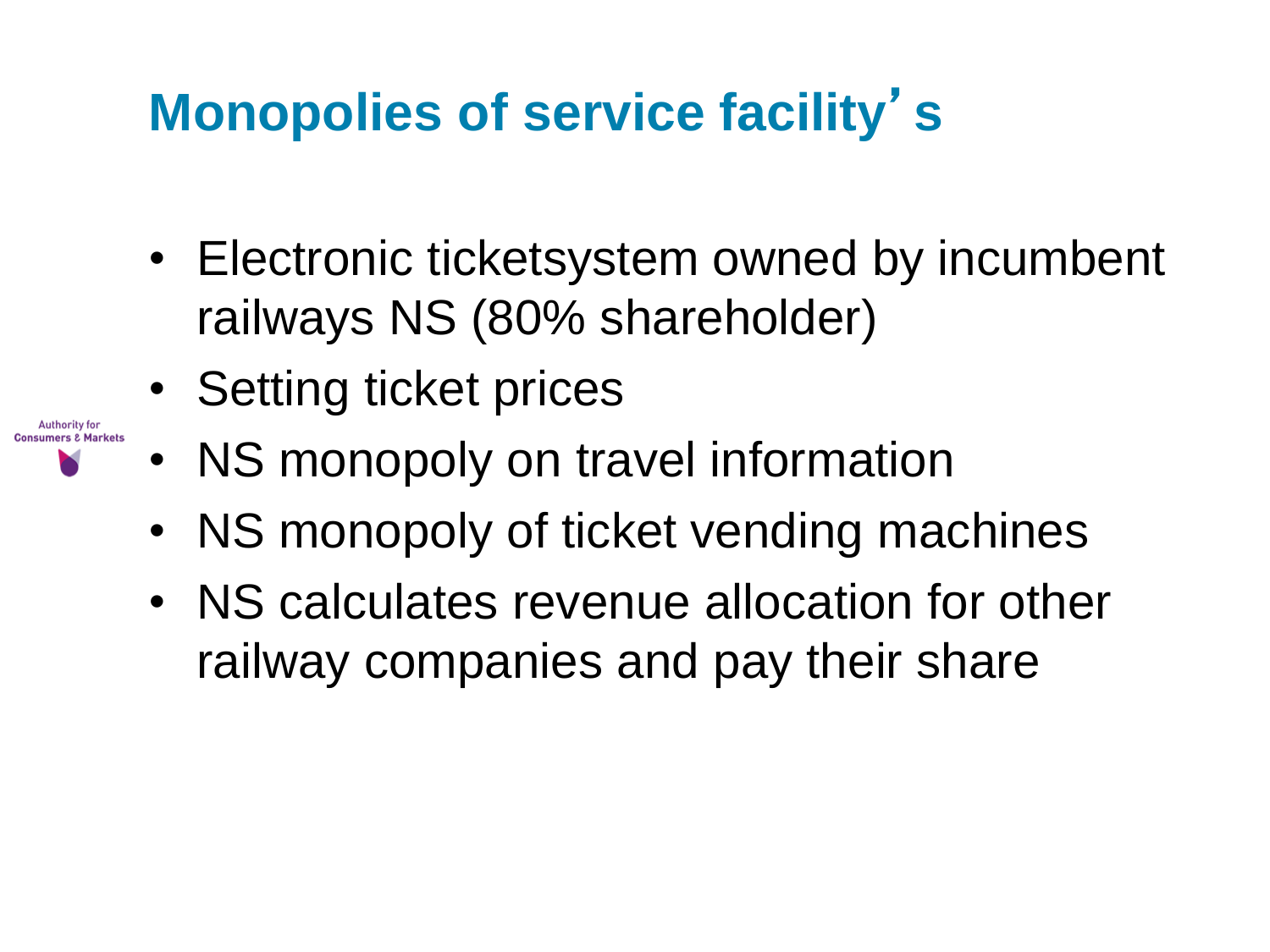# Monopolies of service facility's

- Electronic ticketsystem owned by incumbent railways NS (80% shareholder)
- Setting ticket prices
- NS monopoly on travel information
- NS monopoly of ticket vending machines
- NS calculates revenue allocation for other railway companies and pay their share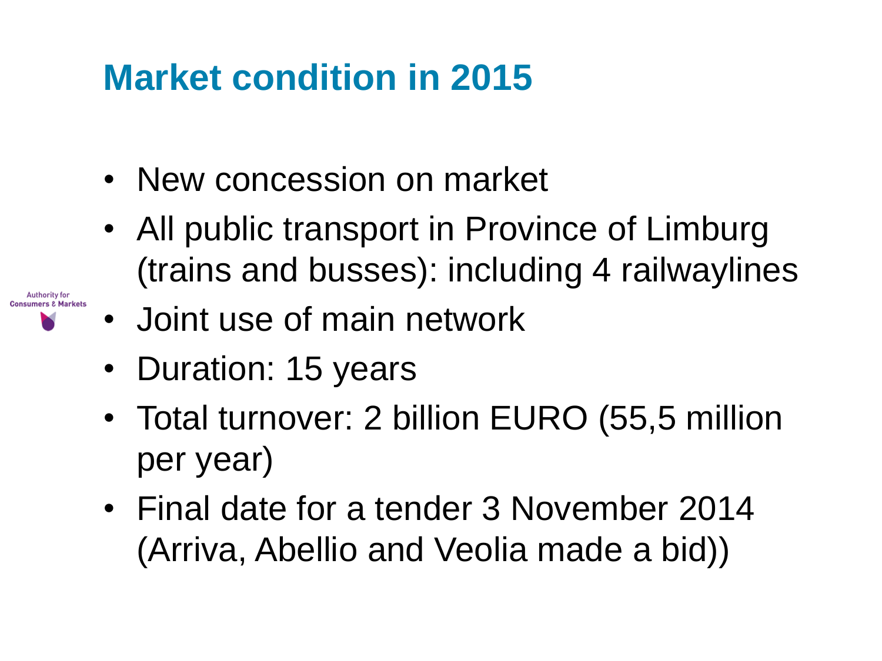# Market condition in 2015

- New concession on market
- All public transport in Province of Limburg (trains and busses): including 4 railwaylines
- Joint use of main network
- Duration: 15 years
- Total turnover: 2 billion EURO (55,5 million per year)
- Final date for a tender 3 November 2014 (Arriva, Abellio and Veolia made a bid))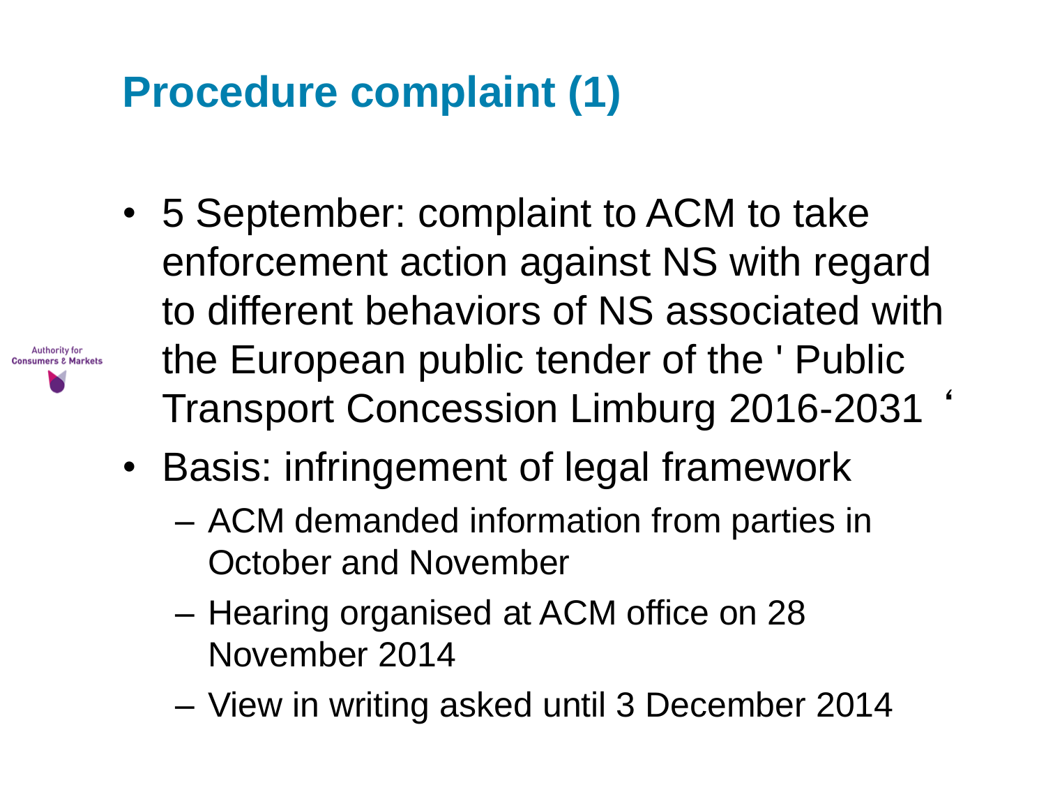# Procedure complaint (1)

- 5 September: complaint to ACM to take enforcement action against NS with regard to different behaviors of NS associated with the European public tender of the ' Public Transport Concession Limburg 2016-2031 '
- Basis: infringement of legal framework
  - ACM demanded information from parties in October and November
  - Hearing organised at ACM office on 28 November 2014
  - View in writing asked until 3 December 2014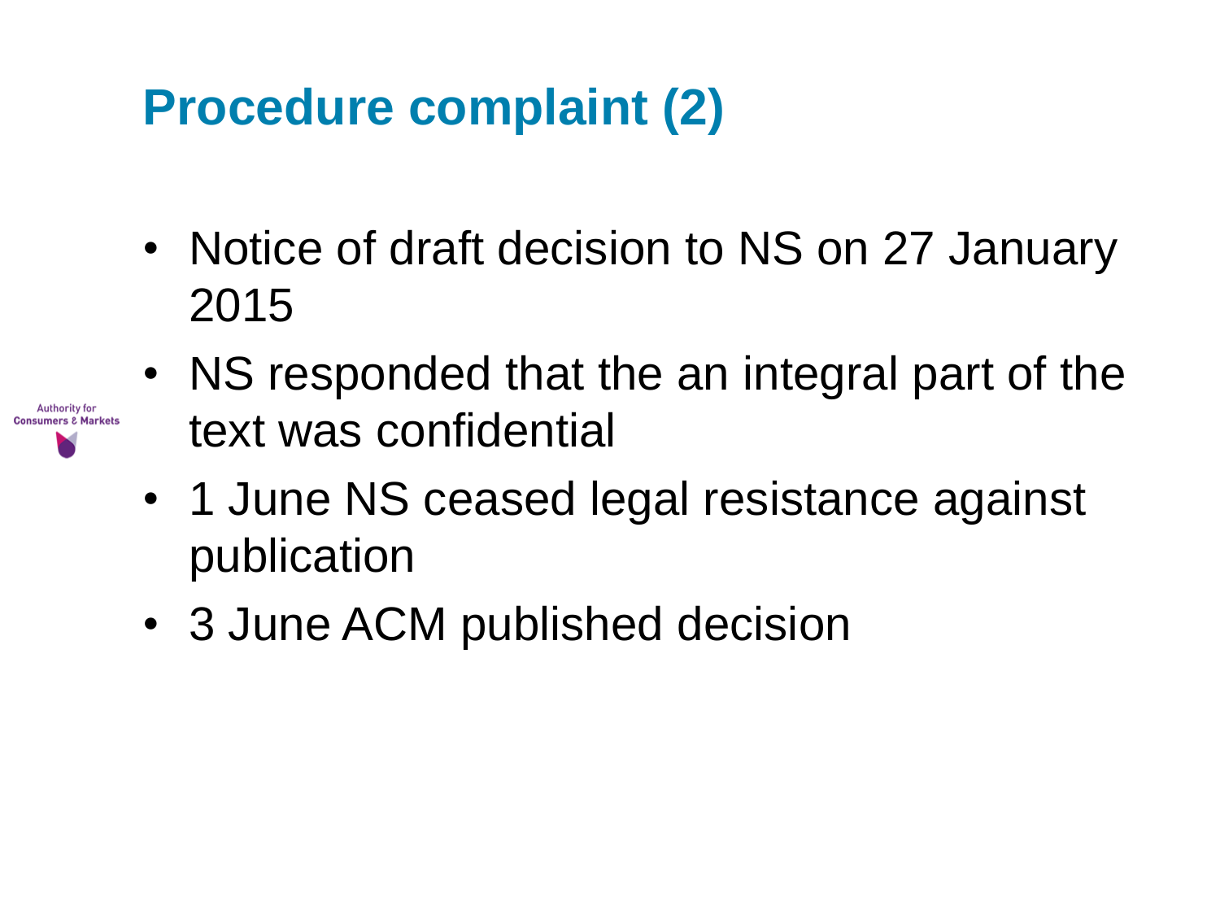# Procedure complaint (2)

- Notice of draft decision to NS on 27 January 2015
- NS responded that the an integral part of the text was confidential
- 1 June NS ceased legal resistance against publication
- 3 June ACM published decision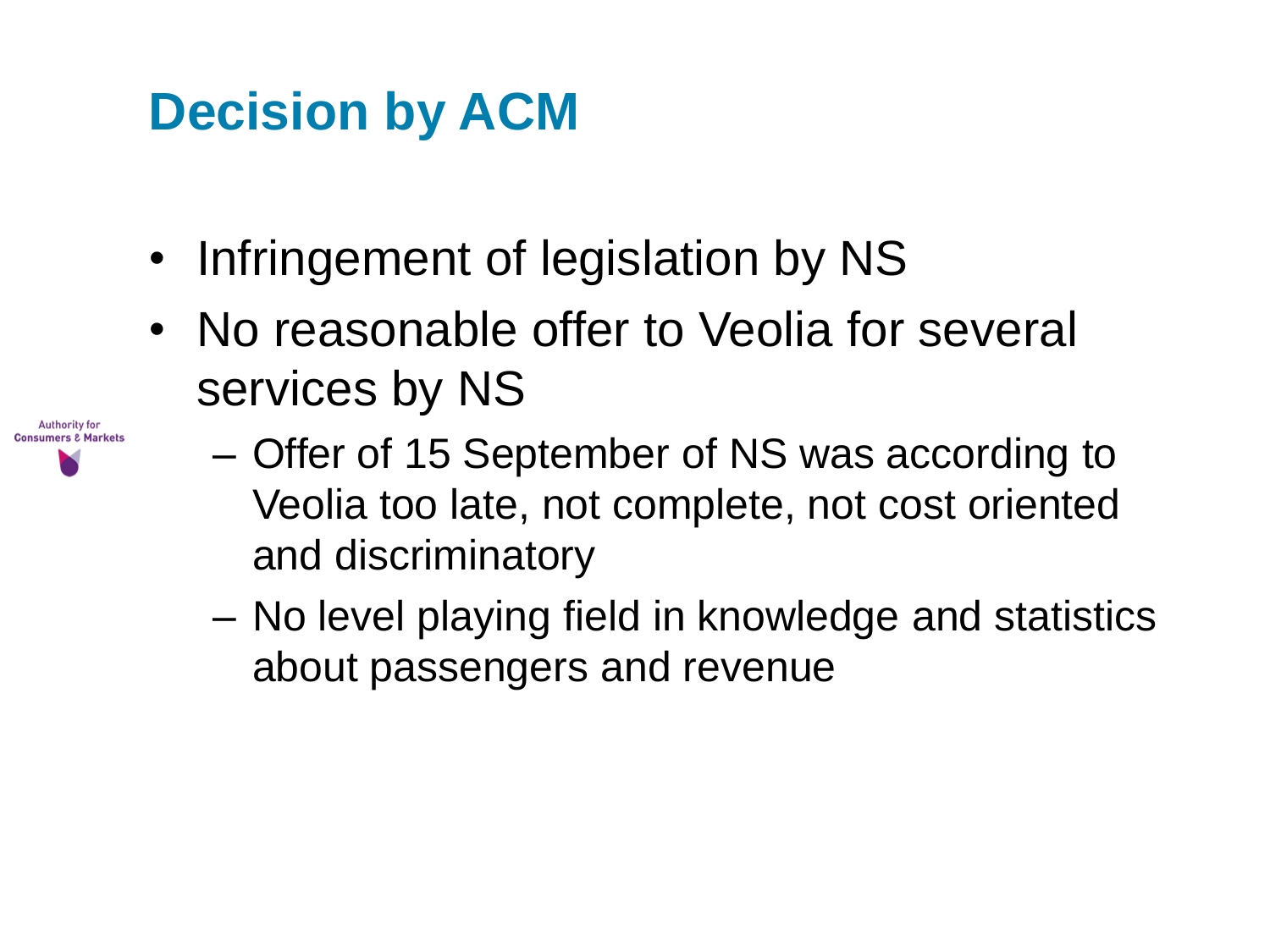# Decision by ACM

- Infringement of legislation by NS
- No reasonable offer to Veolia for several services by NS
  - Offer of 15 September of NS was according to Veolia too late, not complete, not cost oriented and discriminatory
  - No level playing field in knowledge and statistics about passengers and revenue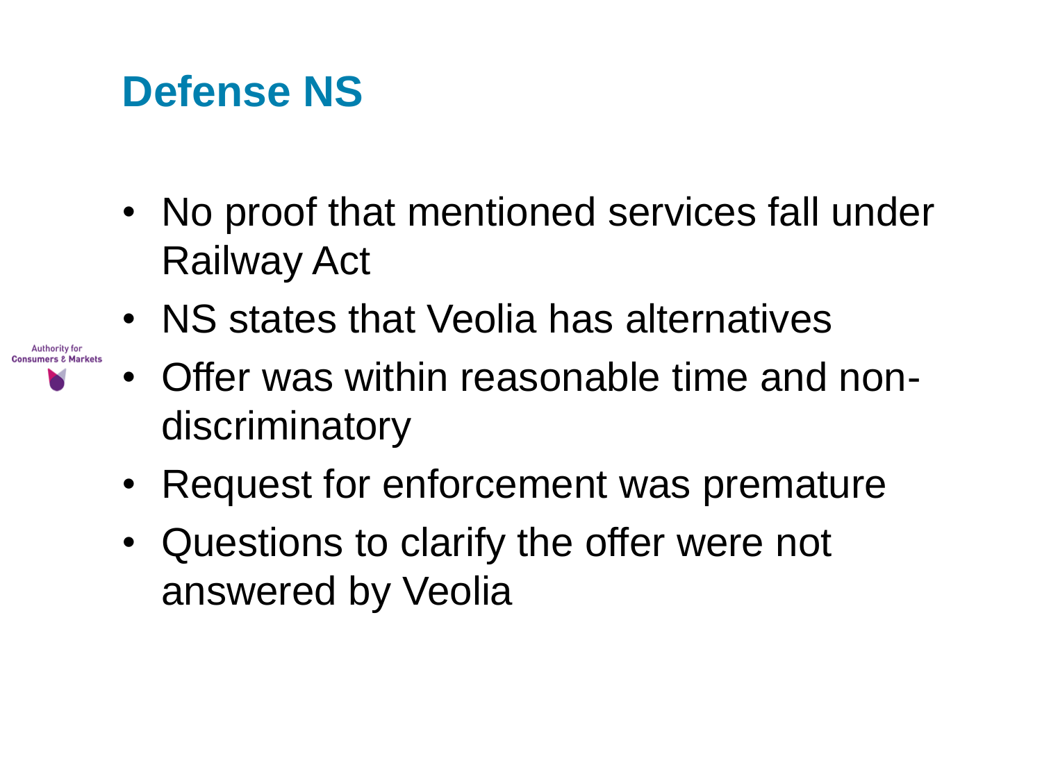# Defense NS

- No proof that mentioned services fall under Railway Act
- NS states that Veolia has alternatives
- Offer was within reasonable time and non-discriminatory
- Request for enforcement was premature
- Questions to clarify the offer were not answered by Veolia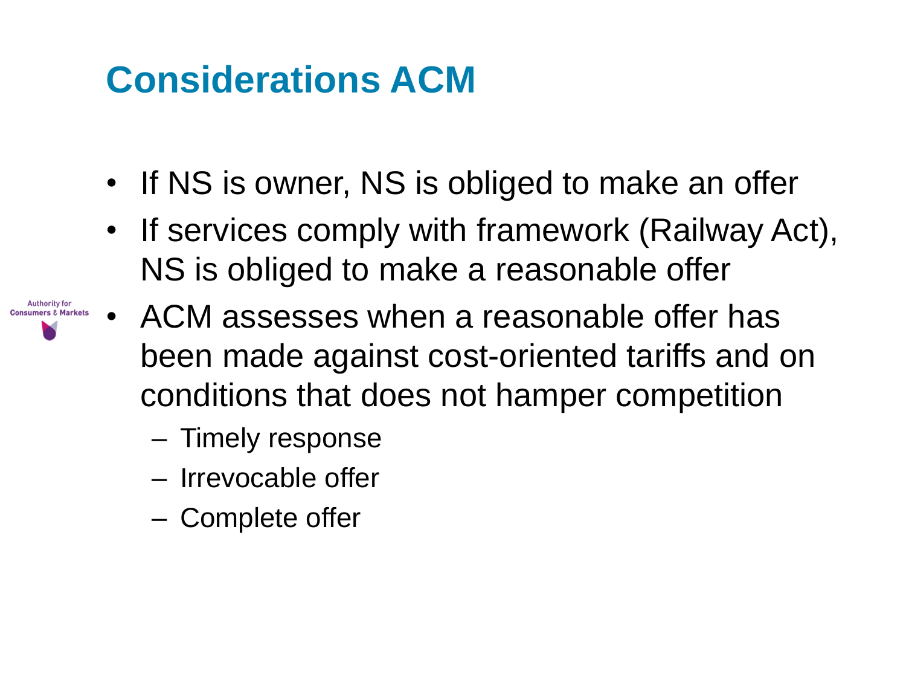# Considerations ACM

- If NS is owner, NS is obliged to make an offer
- If services comply with framework (Railway Act), NS is obliged to make a reasonable offer
- ACM assesses when a reasonable offer has been made against cost-oriented tariffs and on conditions that does not hamper competition
  - Timely response
  - Irrevocable offer
  - Complete offer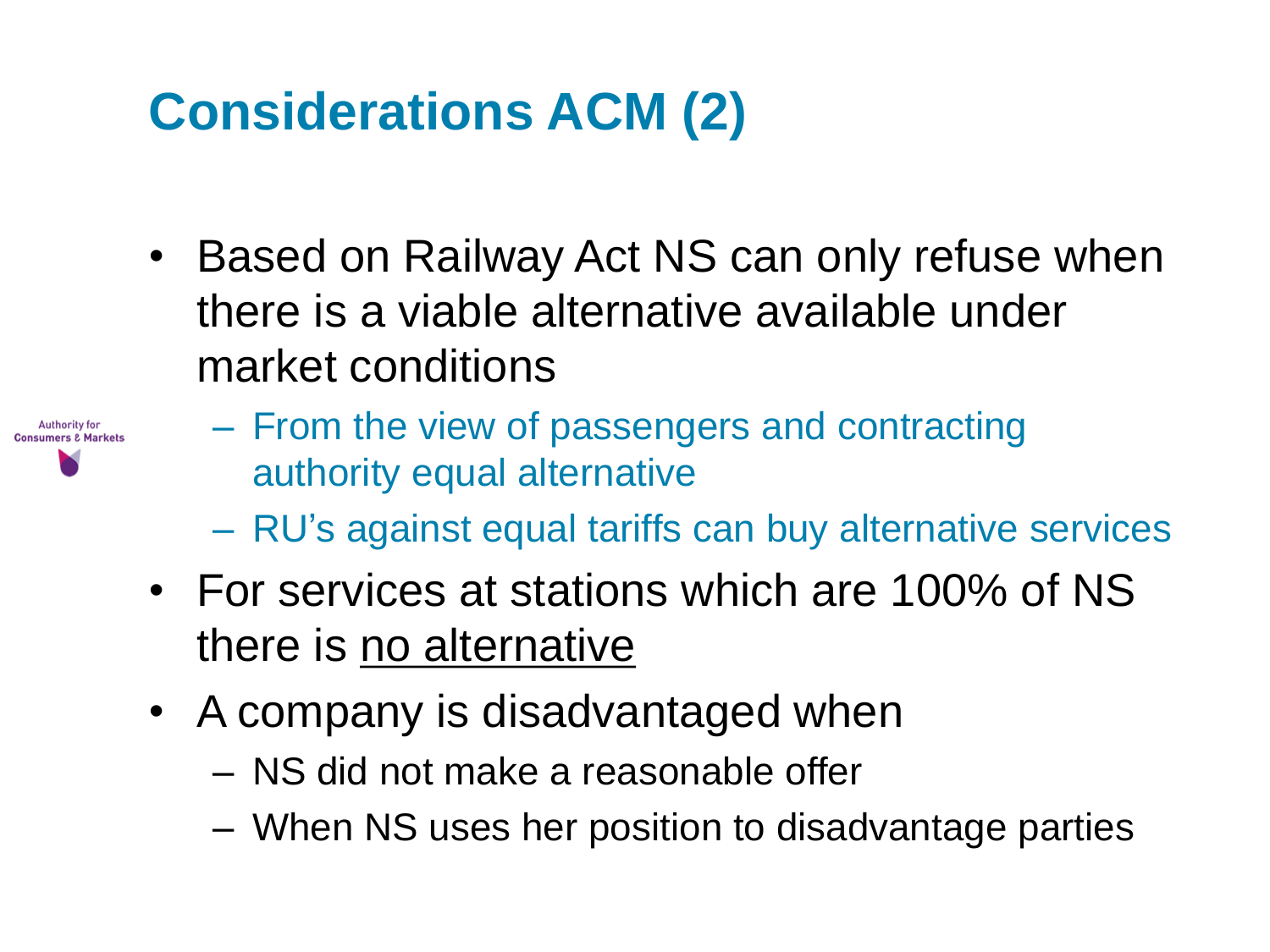# Considerations ACM (2)

- Based on Railway Act NS can only refuse when there is a viable alternative available under market conditions
  - From the view of passengers and contracting authority equal alternative
  - RU's against equal tariffs can buy alternative services
- For services at stations which are 100% of NS there is no alternative
- A company is disadvantaged when
  - NS did not make a reasonable offer
  - When NS uses her position to disadvantage parties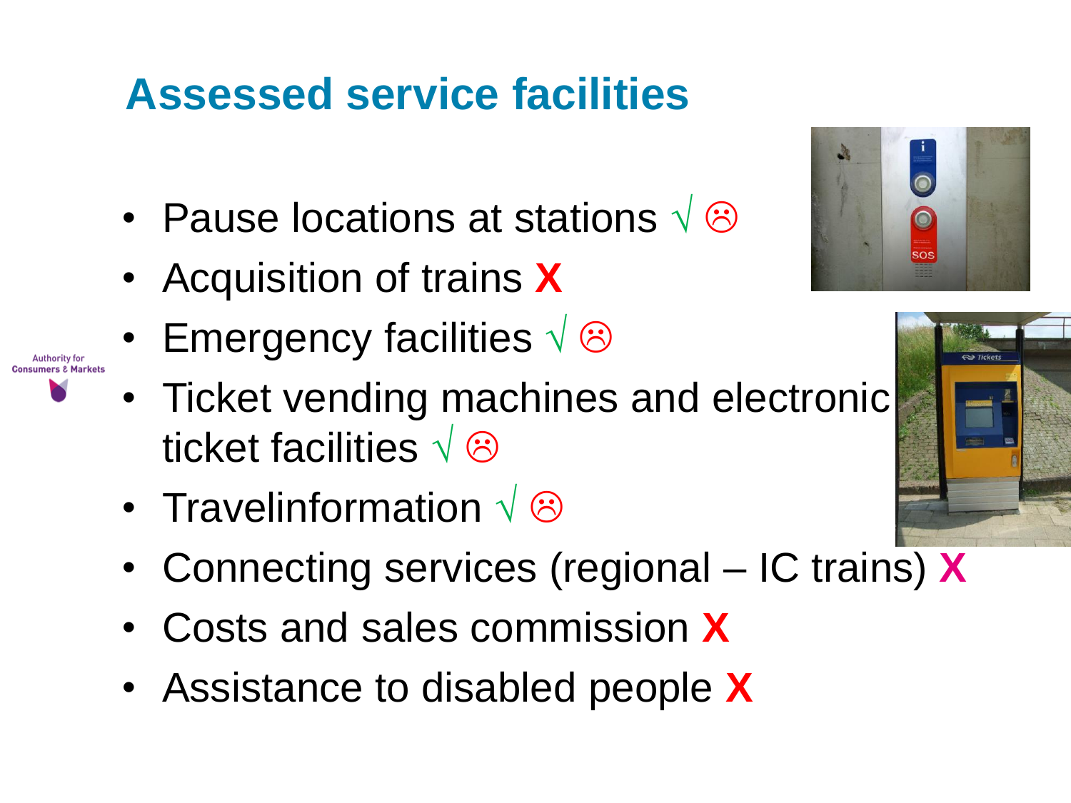## Assessed service facilities

- Pause locations at stations √ ☹
- Acquisition of trains X
- Emergency facilities √ ☹
- Ticket vending machines and electronic ticket facilities √ ☹
- Travelinformation √ ☹
- Connecting services (regional – IC trains) X
- Costs and sales commission X
- Assistance to disabled people X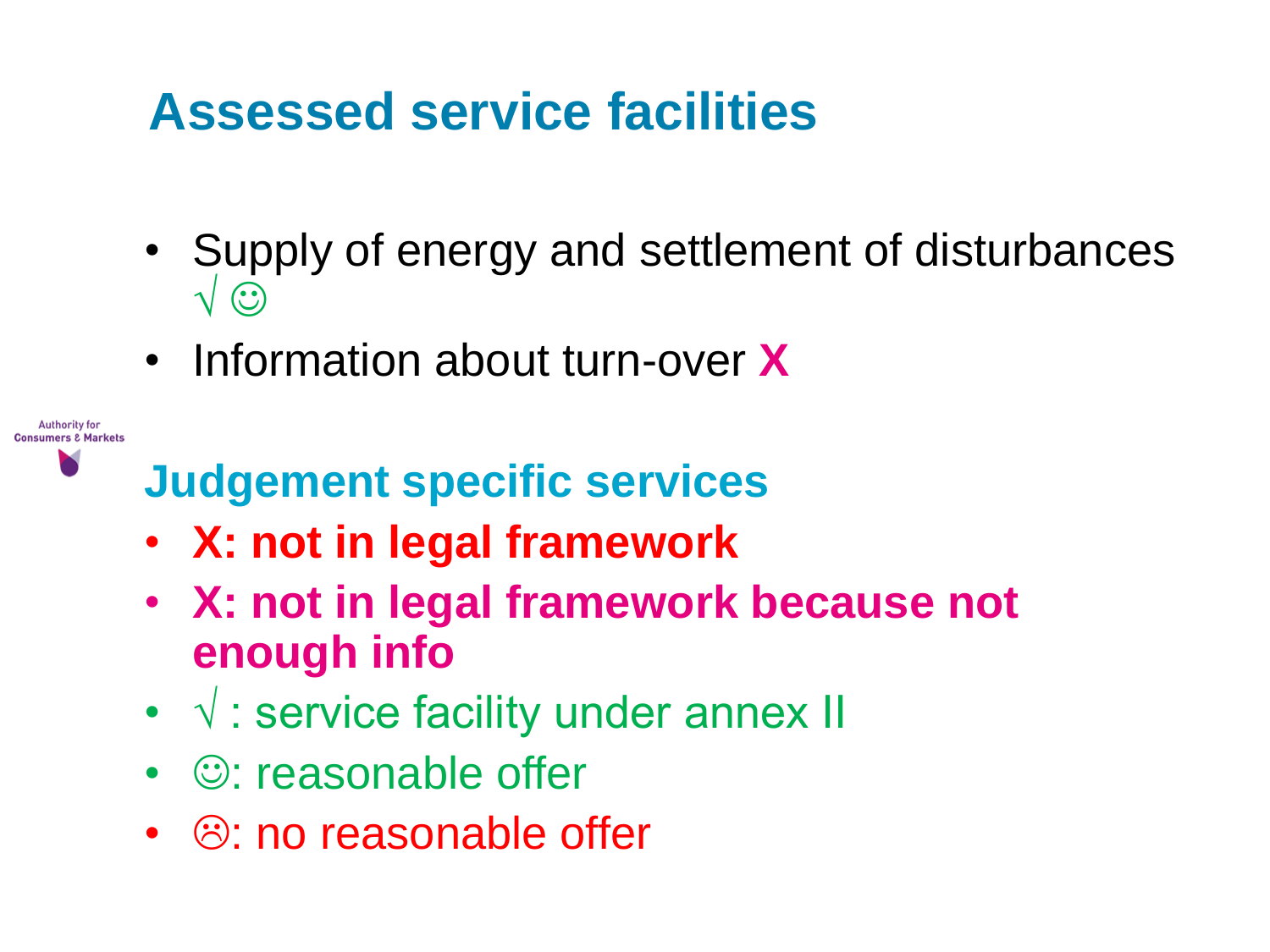## Assessed service facilities

- Supply of energy and settlement of disturbances √ ☺
- Information about turn-over **X**

Authority for Consumers & Markets

## Judgement specific services

- **X: not in legal framework**
- **X: not in legal framework because not enough info**
- √ : service facility under annex II
- ☺: reasonable offer
- ☹: no reasonable offer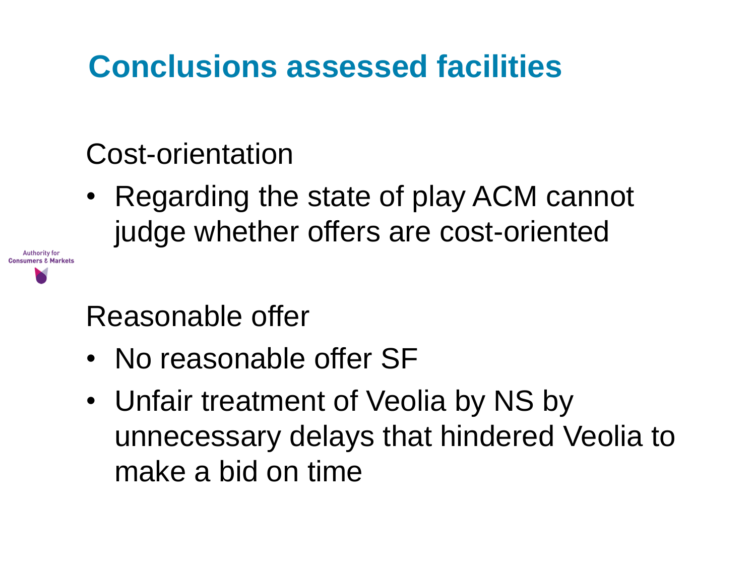# Conclusions assessed facilities

Cost-orientation

- Regarding the state of play ACM cannot judge whether offers are cost-oriented

Reasonable offer

- No reasonable offer SF
- Unfair treatment of Veolia by NS by unnecessary delays that hindered Veolia to make a bid on time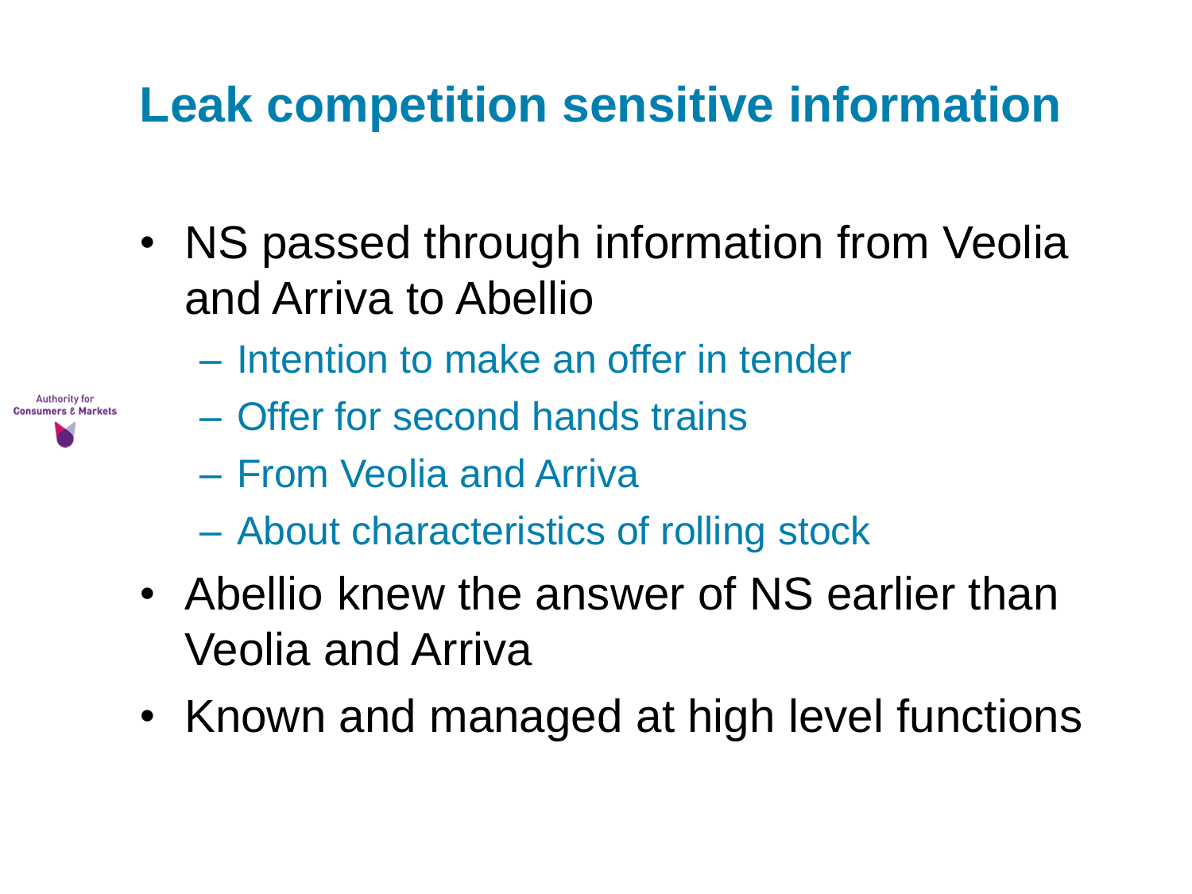# Leak competition sensitive information

- NS passed through information from Veolia and Arriva to Abellio
  - Intention to make an offer in tender
  - Offer for second hands trains
  - From Veolia and Arriva
  - About characteristics of rolling stock
- Abellio knew the answer of NS earlier than Veolia and Arriva
- Known and managed at high level functions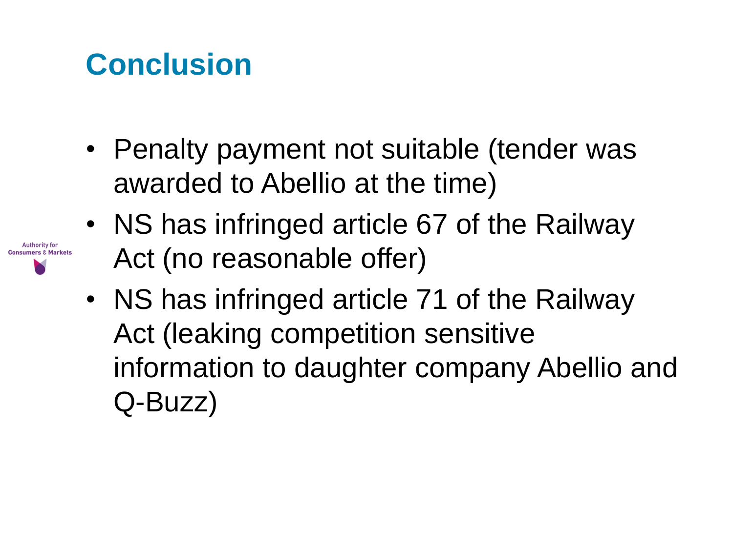# Conclusion

- Penalty payment not suitable (tender was awarded to Abellio at the time)
- NS has infringed article 67 of the Railway Act (no reasonable offer)
- NS has infringed article 71 of the Railway Act (leaking competition sensitive information to daughter company Abellio and Q-Buzz)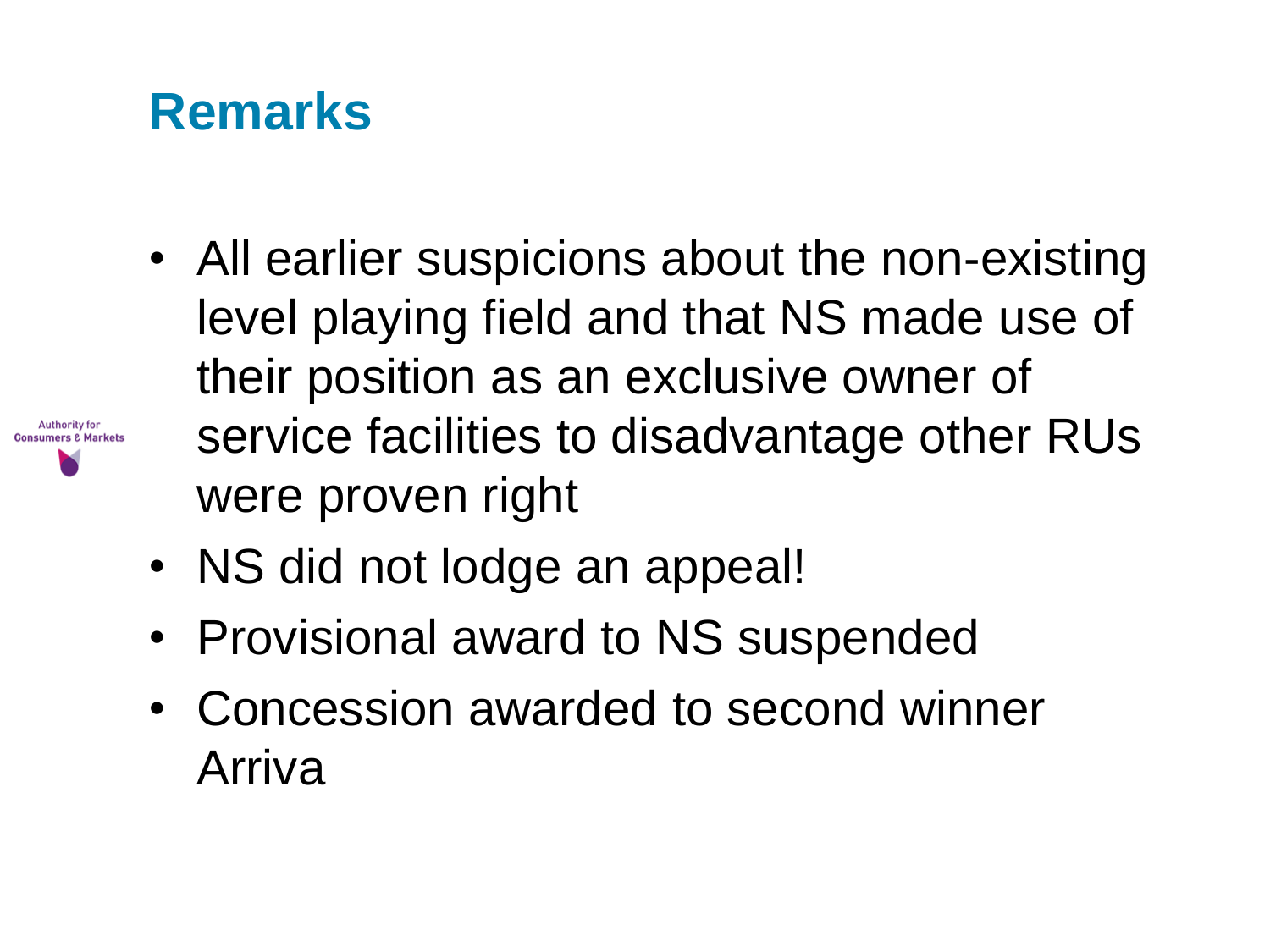## Remarks

- All earlier suspicions about the non-existing level playing field and that NS made use of their position as an exclusive owner of service facilities to disadvantage other RUs were proven right
- NS did not lodge an appeal!
- Provisional award to NS suspended
- Concession awarded to second winner Arriva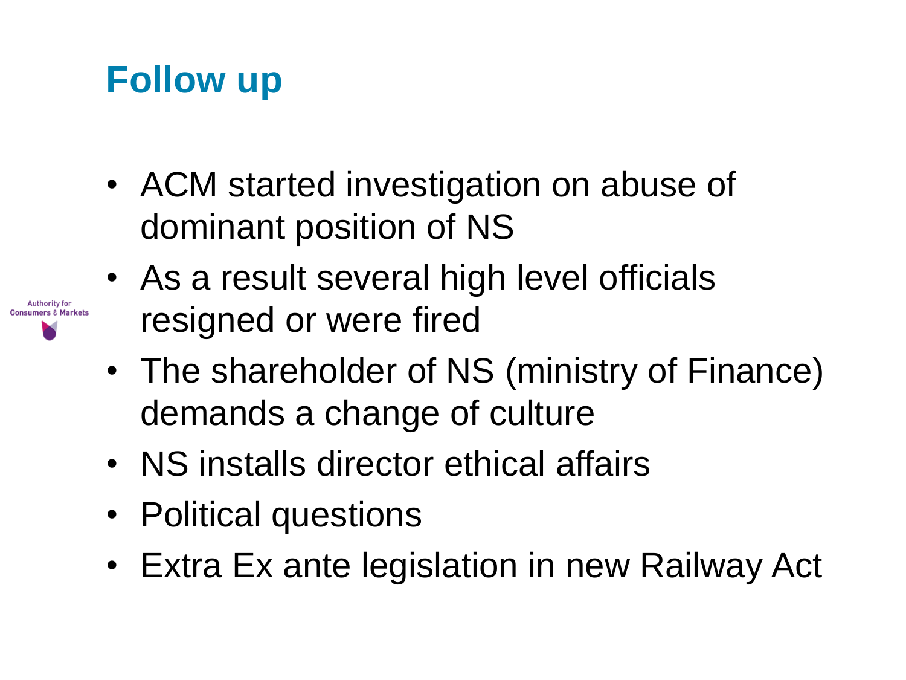# Follow up

- ACM started investigation on abuse of dominant position of NS
- As a result several high level officials resigned or were fired
- The shareholder of NS (ministry of Finance) demands a change of culture
- NS installs director ethical affairs
- Political questions
- Extra Ex ante legislation in new Railway Act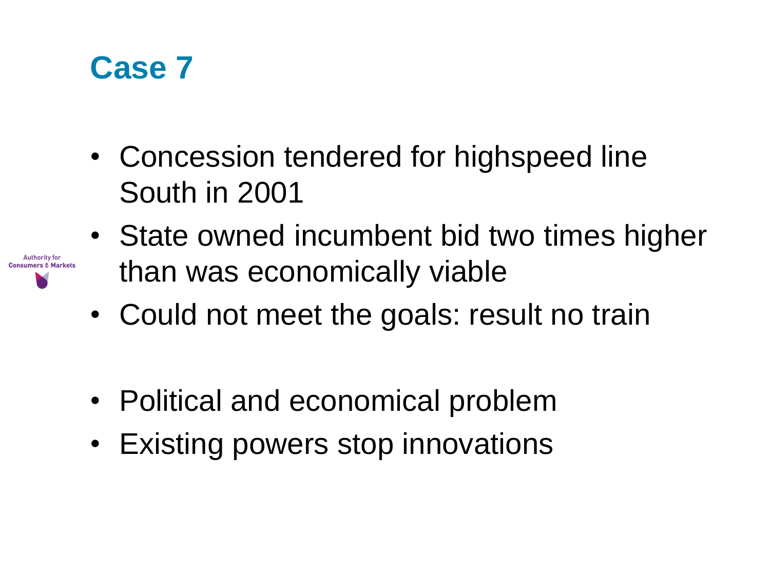# Case 7

- Concession tendered for highspeed line South in 2001
- State owned incumbent bid two times higher than was economically viable
- Could not meet the goals: result no train

- Political and economical problem
- Existing powers stop innovations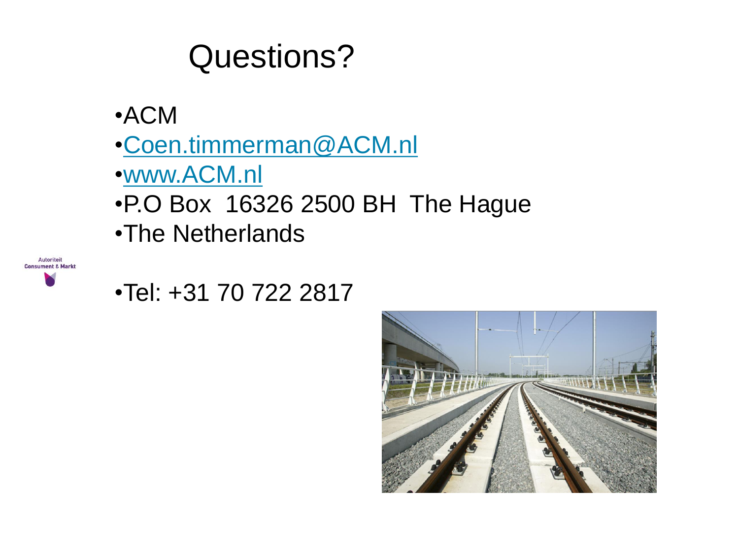# Questions?

- ACM
- Coen.timmerman@ACM.nl
- www.ACM.nl
- P.O Box  16326 2500 BH  The Hague
- The Netherlands

Autoriteit Consument & Markt

- Tel: +31 70 722 2817